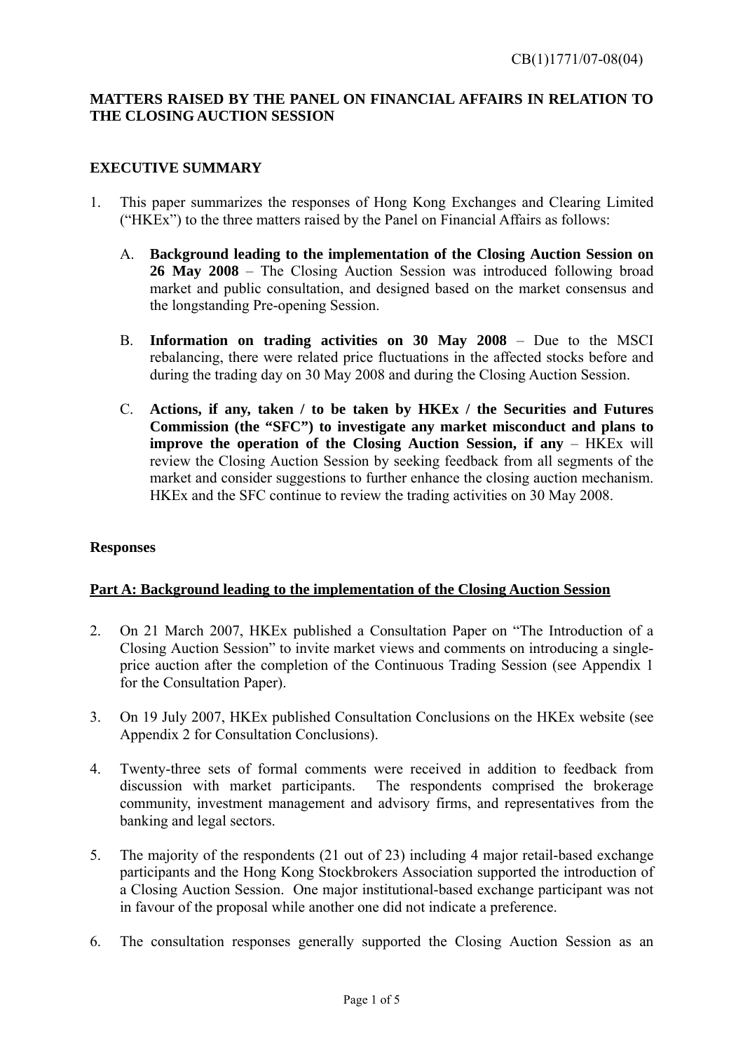CB(1)1771/07-08(04)

# MATTERS RAISED BY THE PANEL ON FINANCIAL AFFAIRS IN RELATION TO THE CLOSING AUCTION SESSION

## EXECUTIVE SUMMARY

1. This paper summarizes the responses of Hong Kong Exchanges and Clearing Limited ("HKEx") to the three matters raised by the Panel on Financial Affairs as follows:

   A. **Background leading to the implementation of the Closing Auction Session on 26 May 2008** – The Closing Auction Session was introduced following broad market and public consultation, and designed based on the market consensus and the longstanding Pre-opening Session.

   B. **Information on trading activities on 30 May 2008** – Due to the MSCI rebalancing, there were related price fluctuations in the affected stocks before and during the trading day on 30 May 2008 and during the Closing Auction Session.

   C. **Actions, if any, taken / to be taken by HKEx / the Securities and Futures Commission (the "SFC") to investigate any market misconduct and plans to improve the operation of the Closing Auction Session, if any** – HKEx will review the Closing Auction Session by seeking feedback from all segments of the market and consider suggestions to further enhance the closing auction mechanism. HKEx and the SFC continue to review the trading activities on 30 May 2008.

### Responses

### Part A: Background leading to the implementation of the Closing Auction Session

2. On 21 March 2007, HKEx published a Consultation Paper on "The Introduction of a Closing Auction Session" to invite market views and comments on introducing a single-price auction after the completion of the Continuous Trading Session (see Appendix 1 for the Consultation Paper).

3. On 19 July 2007, HKEx published Consultation Conclusions on the HKEx website (see Appendix 2 for Consultation Conclusions).

4. Twenty-three sets of formal comments were received in addition to feedback from discussion with market participants. The respondents comprised the brokerage community, investment management and advisory firms, and representatives from the banking and legal sectors.

5. The majority of the respondents (21 out of 23) including 4 major retail-based exchange participants and the Hong Kong Stockbrokers Association supported the introduction of a Closing Auction Session. One major institutional-based exchange participant was not in favour of the proposal while another one did not indicate a preference.

6. The consultation responses generally supported the Closing Auction Session as an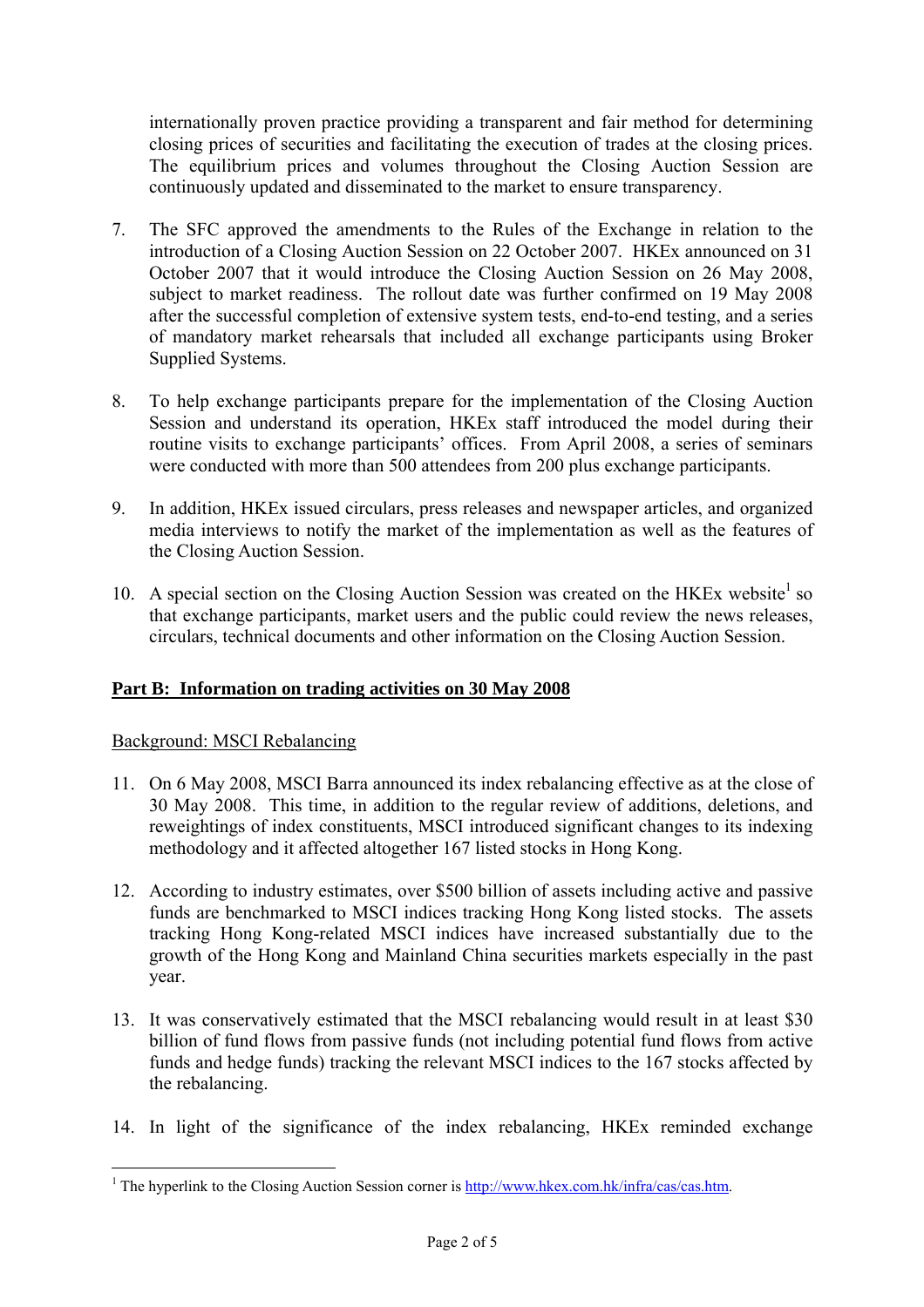internationally proven practice providing a transparent and fair method for determining closing prices of securities and facilitating the execution of trades at the closing prices. The equilibrium prices and volumes throughout the Closing Auction Session are continuously updated and disseminated to the market to ensure transparency.

7. The SFC approved the amendments to the Rules of the Exchange in relation to the introduction of a Closing Auction Session on 22 October 2007. HKEx announced on 31 October 2007 that it would introduce the Closing Auction Session on 26 May 2008, subject to market readiness. The rollout date was further confirmed on 19 May 2008 after the successful completion of extensive system tests, end-to-end testing, and a series of mandatory market rehearsals that included all exchange participants using Broker Supplied Systems.

8. To help exchange participants prepare for the implementation of the Closing Auction Session and understand its operation, HKEx staff introduced the model during their routine visits to exchange participants' offices. From April 2008, a series of seminars were conducted with more than 500 attendees from 200 plus exchange participants.

9. In addition, HKEx issued circulars, press releases and newspaper articles, and organized media interviews to notify the market of the implementation as well as the features of the Closing Auction Session.

10. A special section on the Closing Auction Session was created on the HKEx website[1] so that exchange participants, market users and the public could review the news releases, circulars, technical documents and other information on the Closing Auction Session.

## Part B: Information on trading activities on 30 May 2008

Background: MSCI Rebalancing

11. On 6 May 2008, MSCI Barra announced its index rebalancing effective as at the close of 30 May 2008. This time, in addition to the regular review of additions, deletions, and reweightings of index constituents, MSCI introduced significant changes to its indexing methodology and it affected altogether 167 listed stocks in Hong Kong.

12. According to industry estimates, over $500 billion of assets including active and passive funds are benchmarked to MSCI indices tracking Hong Kong listed stocks. The assets tracking Hong Kong-related MSCI indices have increased substantially due to the growth of the Hong Kong and Mainland China securities markets especially in the past year.

13. It was conservatively estimated that the MSCI rebalancing would result in at least $30 billion of fund flows from passive funds (not including potential fund flows from active funds and hedge funds) tracking the relevant MSCI indices to the 167 stocks affected by the rebalancing.

14. In light of the significance of the index rebalancing, HKEx reminded exchange

[1] The hyperlink to the Closing Auction Session corner is http://www.hkex.com.hk/infra/cas/cas.htm.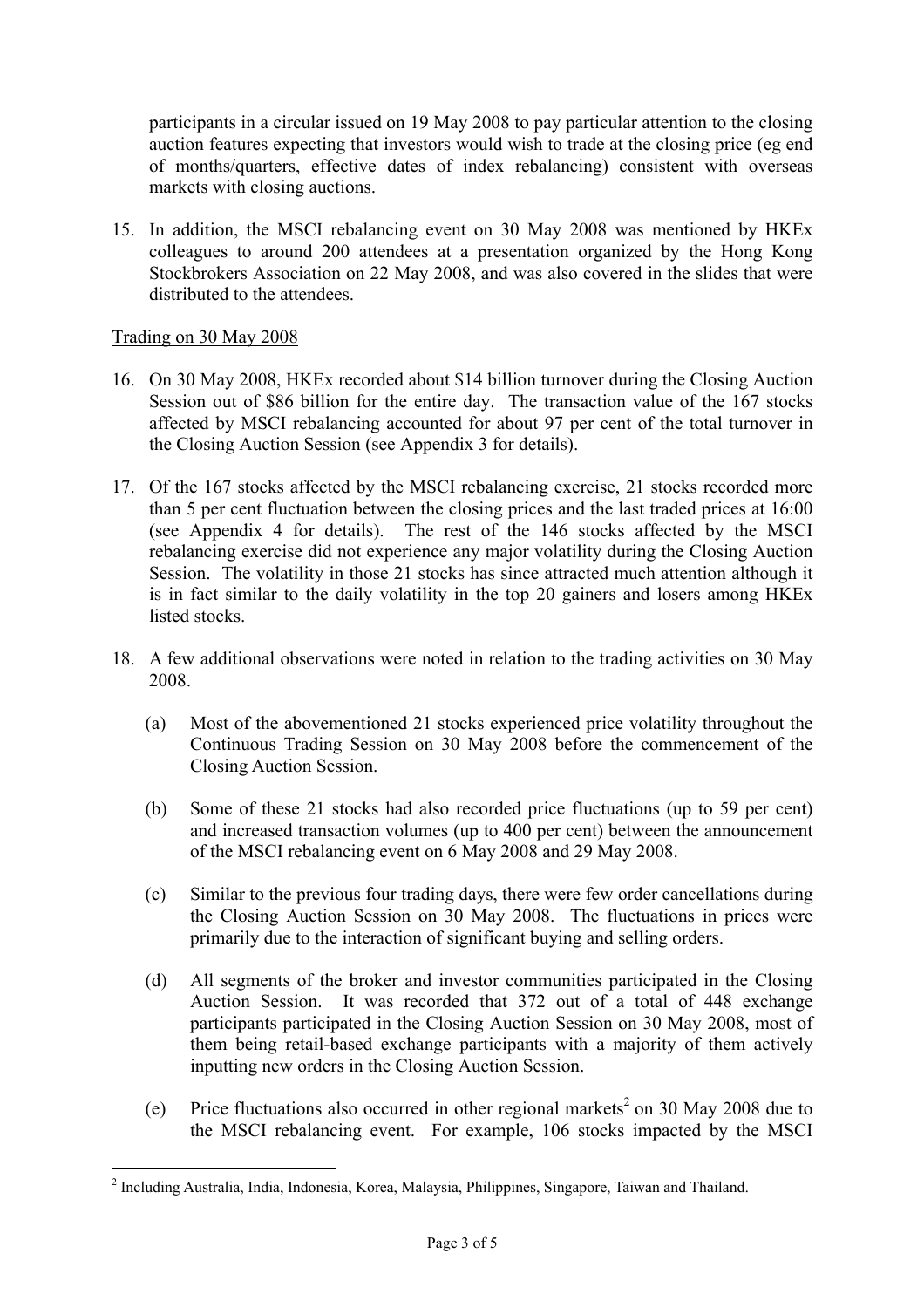participants in a circular issued on 19 May 2008 to pay particular attention to the closing auction features expecting that investors would wish to trade at the closing price (eg end of months/quarters, effective dates of index rebalancing) consistent with overseas markets with closing auctions.

15. In addition, the MSCI rebalancing event on 30 May 2008 was mentioned by HKEx colleagues to around 200 attendees at a presentation organized by the Hong Kong Stockbrokers Association on 22 May 2008, and was also covered in the slides that were distributed to the attendees.

Trading on 30 May 2008

16. On 30 May 2008, HKEx recorded about $14 billion turnover during the Closing Auction Session out of $86 billion for the entire day. The transaction value of the 167 stocks affected by MSCI rebalancing accounted for about 97 per cent of the total turnover in the Closing Auction Session (see Appendix 3 for details).

17. Of the 167 stocks affected by the MSCI rebalancing exercise, 21 stocks recorded more than 5 per cent fluctuation between the closing prices and the last traded prices at 16:00 (see Appendix 4 for details). The rest of the 146 stocks affected by the MSCI rebalancing exercise did not experience any major volatility during the Closing Auction Session. The volatility in those 21 stocks has since attracted much attention although it is in fact similar to the daily volatility in the top 20 gainers and losers among HKEx listed stocks.

18. A few additional observations were noted in relation to the trading activities on 30 May 2008.

    (a) Most of the abovementioned 21 stocks experienced price volatility throughout the Continuous Trading Session on 30 May 2008 before the commencement of the Closing Auction Session.

    (b) Some of these 21 stocks had also recorded price fluctuations (up to 59 per cent) and increased transaction volumes (up to 400 per cent) between the announcement of the MSCI rebalancing event on 6 May 2008 and 29 May 2008.

    (c) Similar to the previous four trading days, there were few order cancellations during the Closing Auction Session on 30 May 2008. The fluctuations in prices were primarily due to the interaction of significant buying and selling orders.

    (d) All segments of the broker and investor communities participated in the Closing Auction Session. It was recorded that 372 out of a total of 448 exchange participants participated in the Closing Auction Session on 30 May 2008, most of them being retail-based exchange participants with a majority of them actively inputting new orders in the Closing Auction Session.

    (e) Price fluctuations also occurred in other regional markets[2] on 30 May 2008 due to the MSCI rebalancing event. For example, 106 stocks impacted by the MSCI

[2] Including Australia, India, Indonesia, Korea, Malaysia, Philippines, Singapore, Taiwan and Thailand.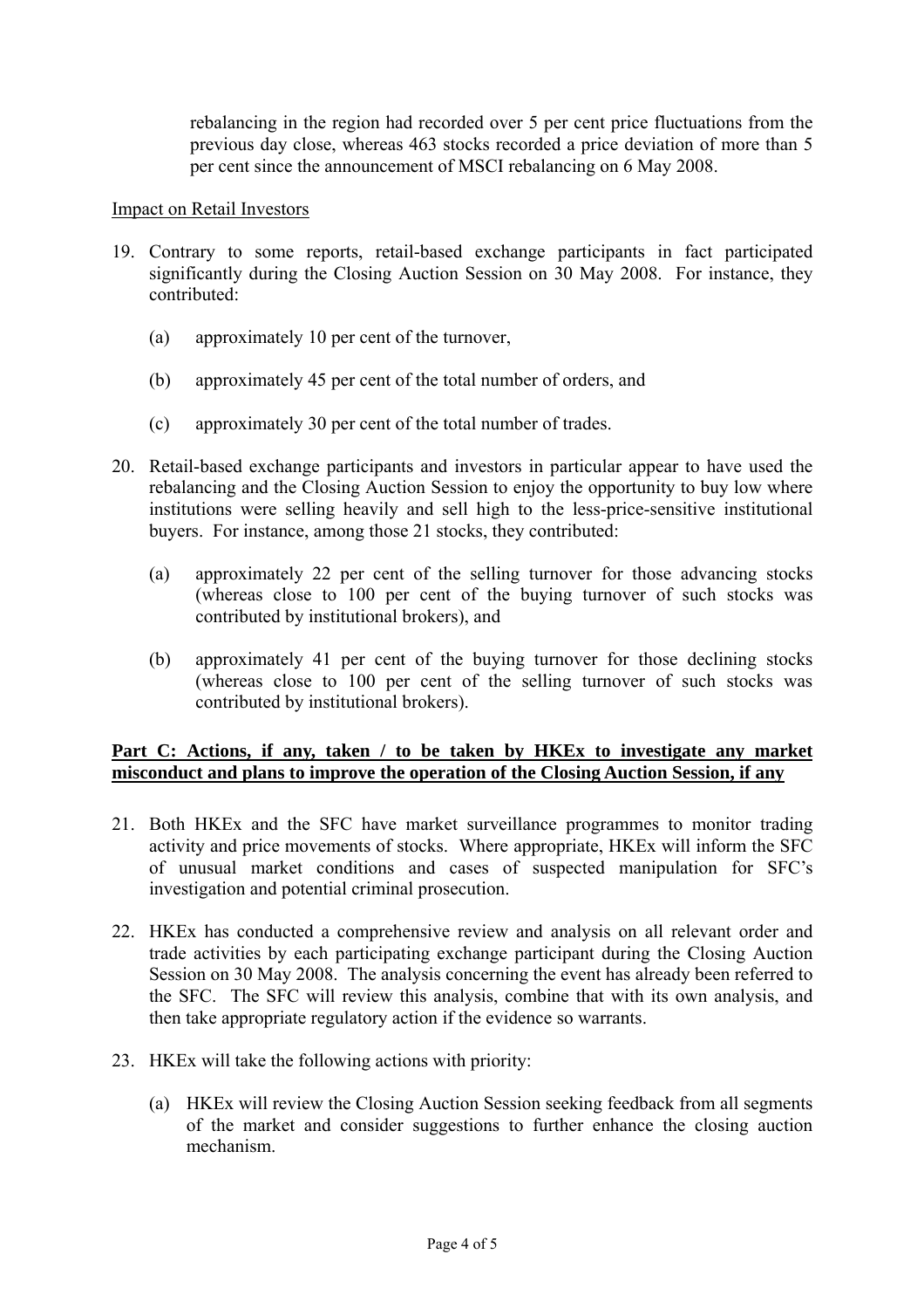rebalancing in the region had recorded over 5 per cent price fluctuations from the previous day close, whereas 463 stocks recorded a price deviation of more than 5 per cent since the announcement of MSCI rebalancing on 6 May 2008.

Impact on Retail Investors

19. Contrary to some reports, retail-based exchange participants in fact participated significantly during the Closing Auction Session on 30 May 2008. For instance, they contributed:

    (a) approximately 10 per cent of the turnover,

    (b) approximately 45 per cent of the total number of orders, and

    (c) approximately 30 per cent of the total number of trades.

20. Retail-based exchange participants and investors in particular appear to have used the rebalancing and the Closing Auction Session to enjoy the opportunity to buy low where institutions were selling heavily and sell high to the less-price-sensitive institutional buyers. For instance, among those 21 stocks, they contributed:

    (a) approximately 22 per cent of the selling turnover for those advancing stocks (whereas close to 100 per cent of the buying turnover of such stocks was contributed by institutional brokers), and

    (b) approximately 41 per cent of the buying turnover for those declining stocks (whereas close to 100 per cent of the selling turnover of such stocks was contributed by institutional brokers).

**Part C: Actions, if any, taken / to be taken by HKEx to investigate any market misconduct and plans to improve the operation of the Closing Auction Session, if any**

21. Both HKEx and the SFC have market surveillance programmes to monitor trading activity and price movements of stocks. Where appropriate, HKEx will inform the SFC of unusual market conditions and cases of suspected manipulation for SFC's investigation and potential criminal prosecution.

22. HKEx has conducted a comprehensive review and analysis on all relevant order and trade activities by each participating exchange participant during the Closing Auction Session on 30 May 2008. The analysis concerning the event has already been referred to the SFC. The SFC will review this analysis, combine that with its own analysis, and then take appropriate regulatory action if the evidence so warrants.

23. HKEx will take the following actions with priority:

    (a) HKEx will review the Closing Auction Session seeking feedback from all segments of the market and consider suggestions to further enhance the closing auction mechanism.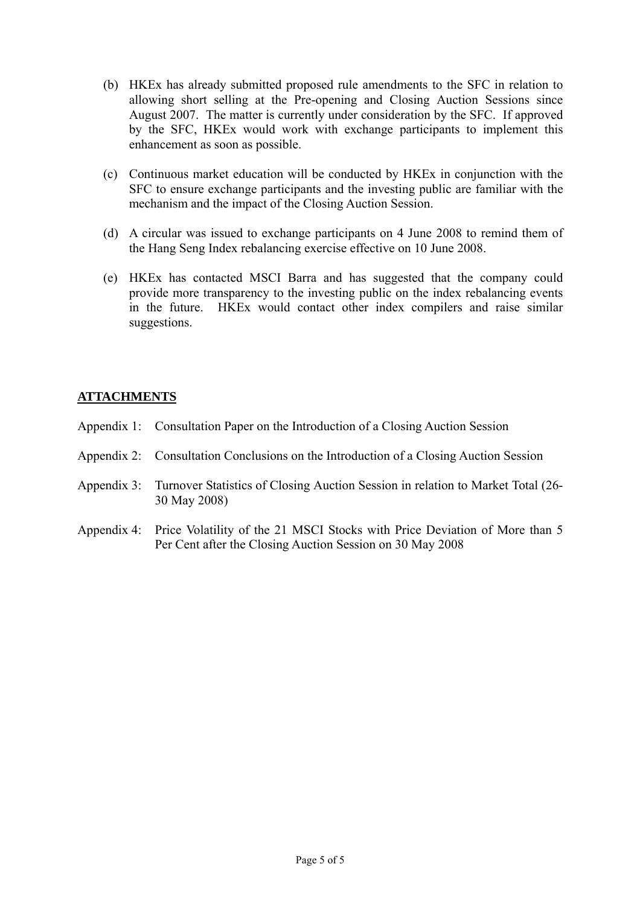(b) HKEx has already submitted proposed rule amendments to the SFC in relation to allowing short selling at the Pre-opening and Closing Auction Sessions since August 2007. The matter is currently under consideration by the SFC. If approved by the SFC, HKEx would work with exchange participants to implement this enhancement as soon as possible.

(c) Continuous market education will be conducted by HKEx in conjunction with the SFC to ensure exchange participants and the investing public are familiar with the mechanism and the impact of the Closing Auction Session.

(d) A circular was issued to exchange participants on 4 June 2008 to remind them of the Hang Seng Index rebalancing exercise effective on 10 June 2008.

(e) HKEx has contacted MSCI Barra and has suggested that the company could provide more transparency to the investing public on the index rebalancing events in the future. HKEx would contact other index compilers and raise similar suggestions.

**ATTACHMENTS**

Appendix 1: Consultation Paper on the Introduction of a Closing Auction Session

Appendix 2: Consultation Conclusions on the Introduction of a Closing Auction Session

Appendix 3: Turnover Statistics of Closing Auction Session in relation to Market Total (26-30 May 2008)

Appendix 4: Price Volatility of the 21 MSCI Stocks with Price Deviation of More than 5 Per Cent after the Closing Auction Session on 30 May 2008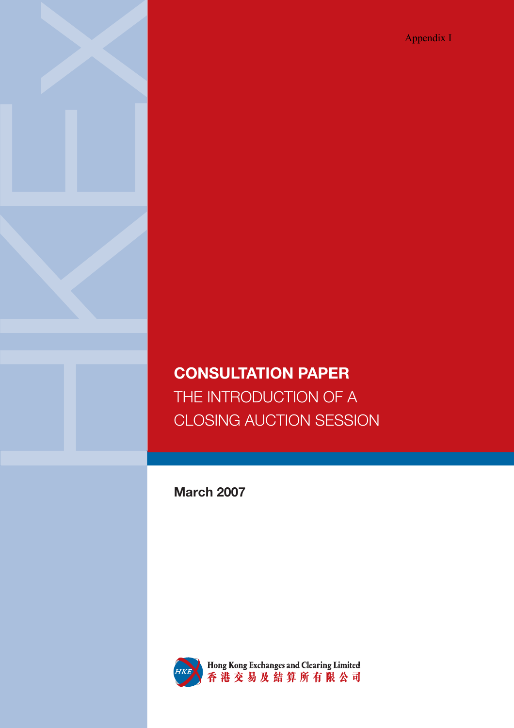Appendix I

# CONSULTATION PAPER

## THE INTRODUCTION OF A CLOSING AUCTION SESSION

**March 2007**

Hong Kong Exchanges and Clearing Limited
香港交易及結算所有限公司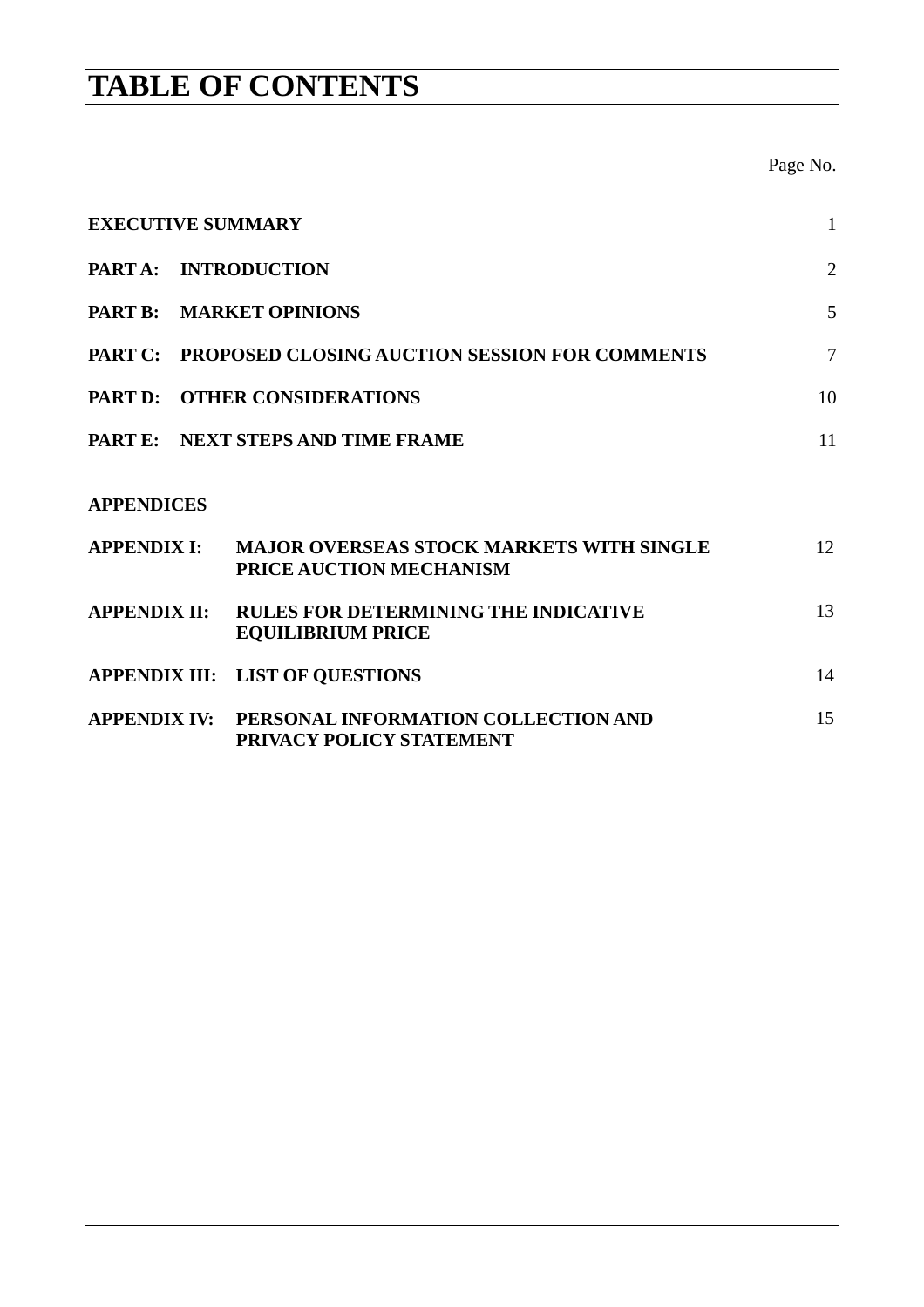# TABLE OF CONTENTS

| | Page No. |
|---|---|
| **EXECUTIVE SUMMARY** | 1 |
| **PART A: INTRODUCTION** | 2 |
| **PART B: MARKET OPINIONS** | 5 |
| **PART C: PROPOSED CLOSING AUCTION SESSION FOR COMMENTS** | 7 |
| **PART D: OTHER CONSIDERATIONS** | 10 |
| **PART E: NEXT STEPS AND TIME FRAME** | 11 |

**APPENDICES**

| | | |
|---|---|---|
| **APPENDIX I:** | **MAJOR OVERSEAS STOCK MARKETS WITH SINGLE PRICE AUCTION MECHANISM** | 12 |
| **APPENDIX II:** | **RULES FOR DETERMINING THE INDICATIVE EQUILIBRIUM PRICE** | 13 |
| **APPENDIX III:** | **LIST OF QUESTIONS** | 14 |
| **APPENDIX IV:** | **PERSONAL INFORMATION COLLECTION AND PRIVACY POLICY STATEMENT** | 15 |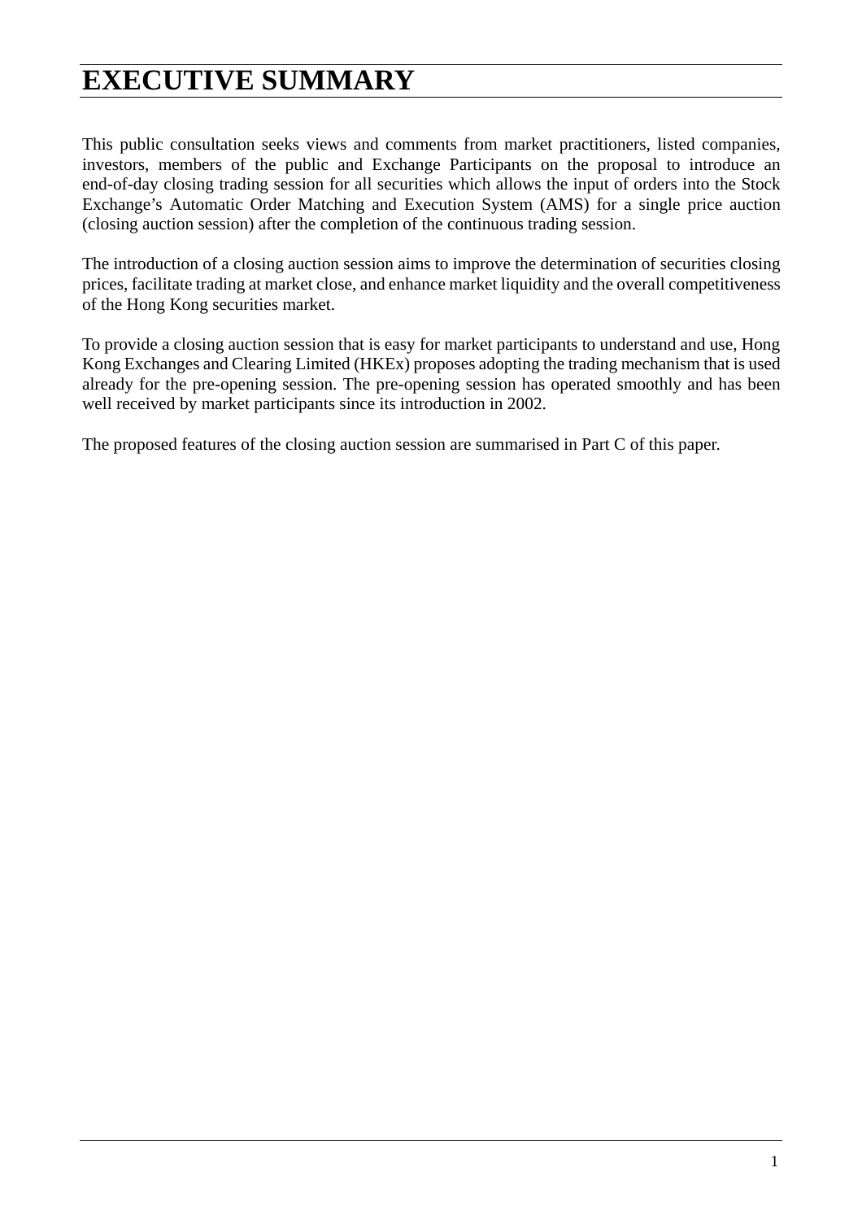# EXECUTIVE SUMMARY

This public consultation seeks views and comments from market practitioners, listed companies, investors, members of the public and Exchange Participants on the proposal to introduce an end-of-day closing trading session for all securities which allows the input of orders into the Stock Exchange's Automatic Order Matching and Execution System (AMS) for a single price auction (closing auction session) after the completion of the continuous trading session.

The introduction of a closing auction session aims to improve the determination of securities closing prices, facilitate trading at market close, and enhance market liquidity and the overall competitiveness of the Hong Kong securities market.

To provide a closing auction session that is easy for market participants to understand and use, Hong Kong Exchanges and Clearing Limited (HKEx) proposes adopting the trading mechanism that is used already for the pre-opening session. The pre-opening session has operated smoothly and has been well received by market participants since its introduction in 2002.

The proposed features of the closing auction session are summarised in Part C of this paper.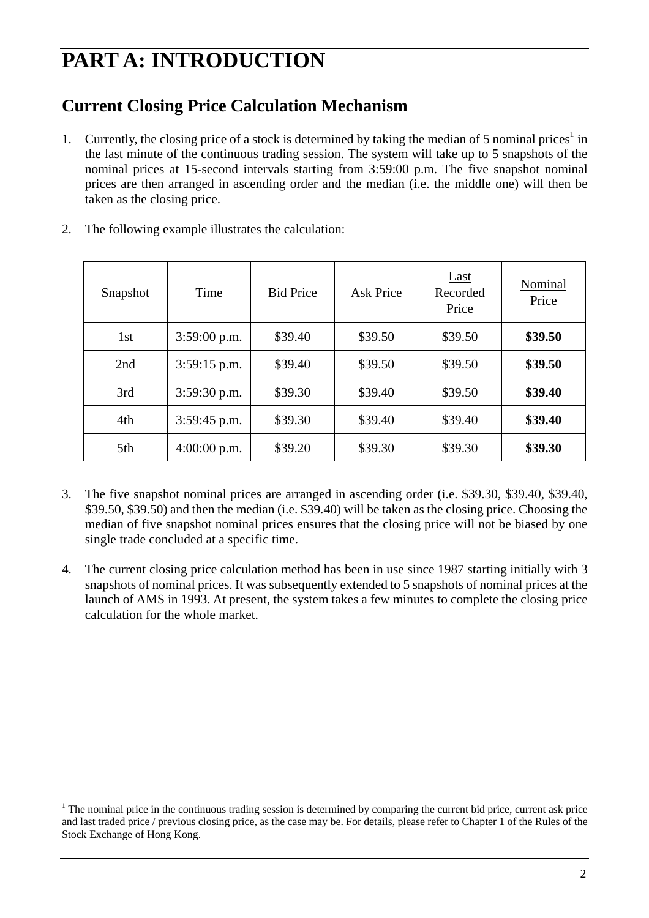# PART A: INTRODUCTION

## Current Closing Price Calculation Mechanism

1. Currently, the closing price of a stock is determined by taking the median of 5 nominal prices[1] in the last minute of the continuous trading session. The system will take up to 5 snapshots of the nominal prices at 15-second intervals starting from 3:59:00 p.m. The five snapshot nominal prices are then arranged in ascending order and the median (i.e. the middle one) will then be taken as the closing price.

2. The following example illustrates the calculation:

| Snapshot | Time | Bid Price | Ask Price | Last Recorded Price | Nominal Price |
|---|---|---|---|---|---|
| 1st | 3:59:00 p.m. | $39.40 | $39.50 | $39.50 | **$39.50** |
| 2nd | 3:59:15 p.m. | $39.40 | $39.50 | $39.50 | **$39.50** |
| 3rd | 3:59:30 p.m. | $39.30 | $39.40 | $39.50 | **$39.40** |
| 4th | 3:59:45 p.m. | $39.30 | $39.40 | $39.40 | **$39.40** |
| 5th | 4:00:00 p.m. | $39.20 | $39.30 | $39.30 | **$39.30** |

3. The five snapshot nominal prices are arranged in ascending order (i.e. $39.30, $39.40, $39.40, $39.50, $39.50) and then the median (i.e. $39.40) will be taken as the closing price. Choosing the median of five snapshot nominal prices ensures that the closing price will not be biased by one single trade concluded at a specific time.

4. The current closing price calculation method has been in use since 1987 starting initially with 3 snapshots of nominal prices. It was subsequently extended to 5 snapshots of nominal prices at the launch of AMS in 1993. At present, the system takes a few minutes to complete the closing price calculation for the whole market.

---

[1] The nominal price in the continuous trading session is determined by comparing the current bid price, current ask price and last traded price / previous closing price, as the case may be. For details, please refer to Chapter 1 of the Rules of the Stock Exchange of Hong Kong.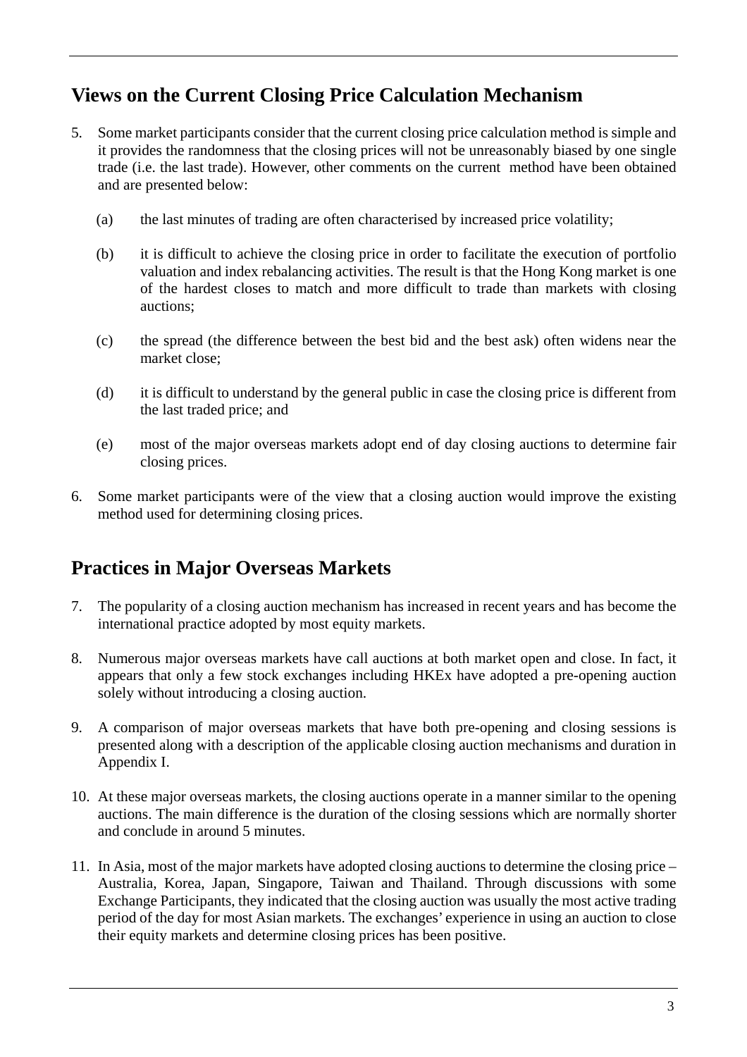## Views on the Current Closing Price Calculation Mechanism

5. Some market participants consider that the current closing price calculation method is simple and it provides the randomness that the closing prices will not be unreasonably biased by one single trade (i.e. the last trade). However, other comments on the current method have been obtained and are presented below:

   (a) the last minutes of trading are often characterised by increased price volatility;

   (b) it is difficult to achieve the closing price in order to facilitate the execution of portfolio valuation and index rebalancing activities. The result is that the Hong Kong market is one of the hardest closes to match and more difficult to trade than markets with closing auctions;

   (c) the spread (the difference between the best bid and the best ask) often widens near the market close;

   (d) it is difficult to understand by the general public in case the closing price is different from the last traded price; and

   (e) most of the major overseas markets adopt end of day closing auctions to determine fair closing prices.

6. Some market participants were of the view that a closing auction would improve the existing method used for determining closing prices.

## Practices in Major Overseas Markets

7. The popularity of a closing auction mechanism has increased in recent years and has become the international practice adopted by most equity markets.

8. Numerous major overseas markets have call auctions at both market open and close. In fact, it appears that only a few stock exchanges including HKEx have adopted a pre-opening auction solely without introducing a closing auction.

9. A comparison of major overseas markets that have both pre-opening and closing sessions is presented along with a description of the applicable closing auction mechanisms and duration in Appendix I.

10. At these major overseas markets, the closing auctions operate in a manner similar to the opening auctions. The main difference is the duration of the closing sessions which are normally shorter and conclude in around 5 minutes.

11. In Asia, most of the major markets have adopted closing auctions to determine the closing price – Australia, Korea, Japan, Singapore, Taiwan and Thailand. Through discussions with some Exchange Participants, they indicated that the closing auction was usually the most active trading period of the day for most Asian markets. The exchanges' experience in using an auction to close their equity markets and determine closing prices has been positive.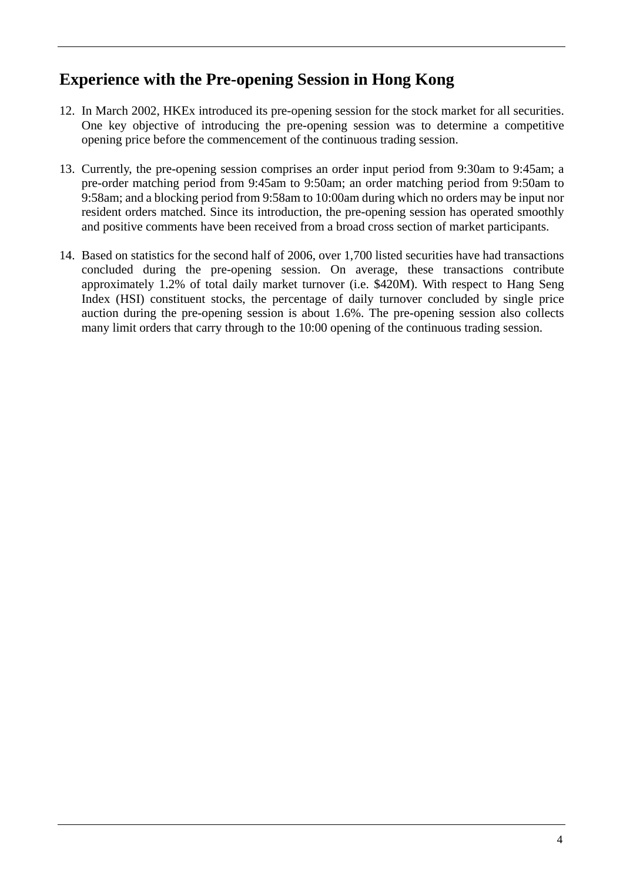## Experience with the Pre-opening Session in Hong Kong

12. In March 2002, HKEx introduced its pre-opening session for the stock market for all securities. One key objective of introducing the pre-opening session was to determine a competitive opening price before the commencement of the continuous trading session.

13. Currently, the pre-opening session comprises an order input period from 9:30am to 9:45am; a pre-order matching period from 9:45am to 9:50am; an order matching period from 9:50am to 9:58am; and a blocking period from 9:58am to 10:00am during which no orders may be input nor resident orders matched. Since its introduction, the pre-opening session has operated smoothly and positive comments have been received from a broad cross section of market participants.

14. Based on statistics for the second half of 2006, over 1,700 listed securities have had transactions concluded during the pre-opening session. On average, these transactions contribute approximately 1.2% of total daily market turnover (i.e. $420M). With respect to Hang Seng Index (HSI) constituent stocks, the percentage of daily turnover concluded by single price auction during the pre-opening session is about 1.6%. The pre-opening session also collects many limit orders that carry through to the 10:00 opening of the continuous trading session.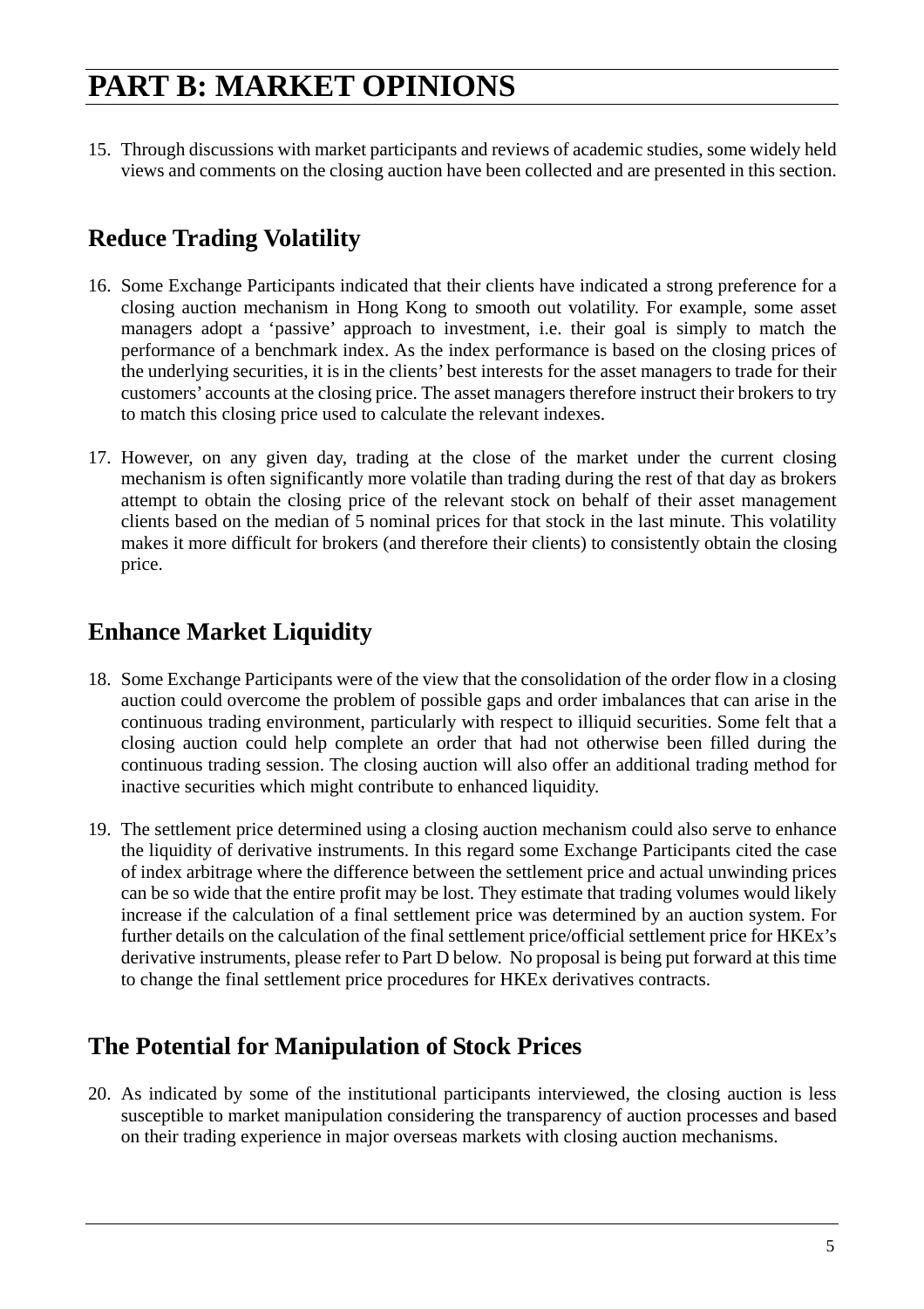# PART B: MARKET OPINIONS

15. Through discussions with market participants and reviews of academic studies, some widely held views and comments on the closing auction have been collected and are presented in this section.

## Reduce Trading Volatility

16. Some Exchange Participants indicated that their clients have indicated a strong preference for a closing auction mechanism in Hong Kong to smooth out volatility. For example, some asset managers adopt a 'passive' approach to investment, i.e. their goal is simply to match the performance of a benchmark index. As the index performance is based on the closing prices of the underlying securities, it is in the clients' best interests for the asset managers to trade for their customers' accounts at the closing price. The asset managers therefore instruct their brokers to try to match this closing price used to calculate the relevant indexes.

17. However, on any given day, trading at the close of the market under the current closing mechanism is often significantly more volatile than trading during the rest of that day as brokers attempt to obtain the closing price of the relevant stock on behalf of their asset management clients based on the median of 5 nominal prices for that stock in the last minute. This volatility makes it more difficult for brokers (and therefore their clients) to consistently obtain the closing price.

## Enhance Market Liquidity

18. Some Exchange Participants were of the view that the consolidation of the order flow in a closing auction could overcome the problem of possible gaps and order imbalances that can arise in the continuous trading environment, particularly with respect to illiquid securities. Some felt that a closing auction could help complete an order that had not otherwise been filled during the continuous trading session. The closing auction will also offer an additional trading method for inactive securities which might contribute to enhanced liquidity.

19. The settlement price determined using a closing auction mechanism could also serve to enhance the liquidity of derivative instruments. In this regard some Exchange Participants cited the case of index arbitrage where the difference between the settlement price and actual unwinding prices can be so wide that the entire profit may be lost. They estimate that trading volumes would likely increase if the calculation of a final settlement price was determined by an auction system. For further details on the calculation of the final settlement price/official settlement price for HKEx's derivative instruments, please refer to Part D below. No proposal is being put forward at this time to change the final settlement price procedures for HKEx derivatives contracts.

## The Potential for Manipulation of Stock Prices

20. As indicated by some of the institutional participants interviewed, the closing auction is less susceptible to market manipulation considering the transparency of auction processes and based on their trading experience in major overseas markets with closing auction mechanisms.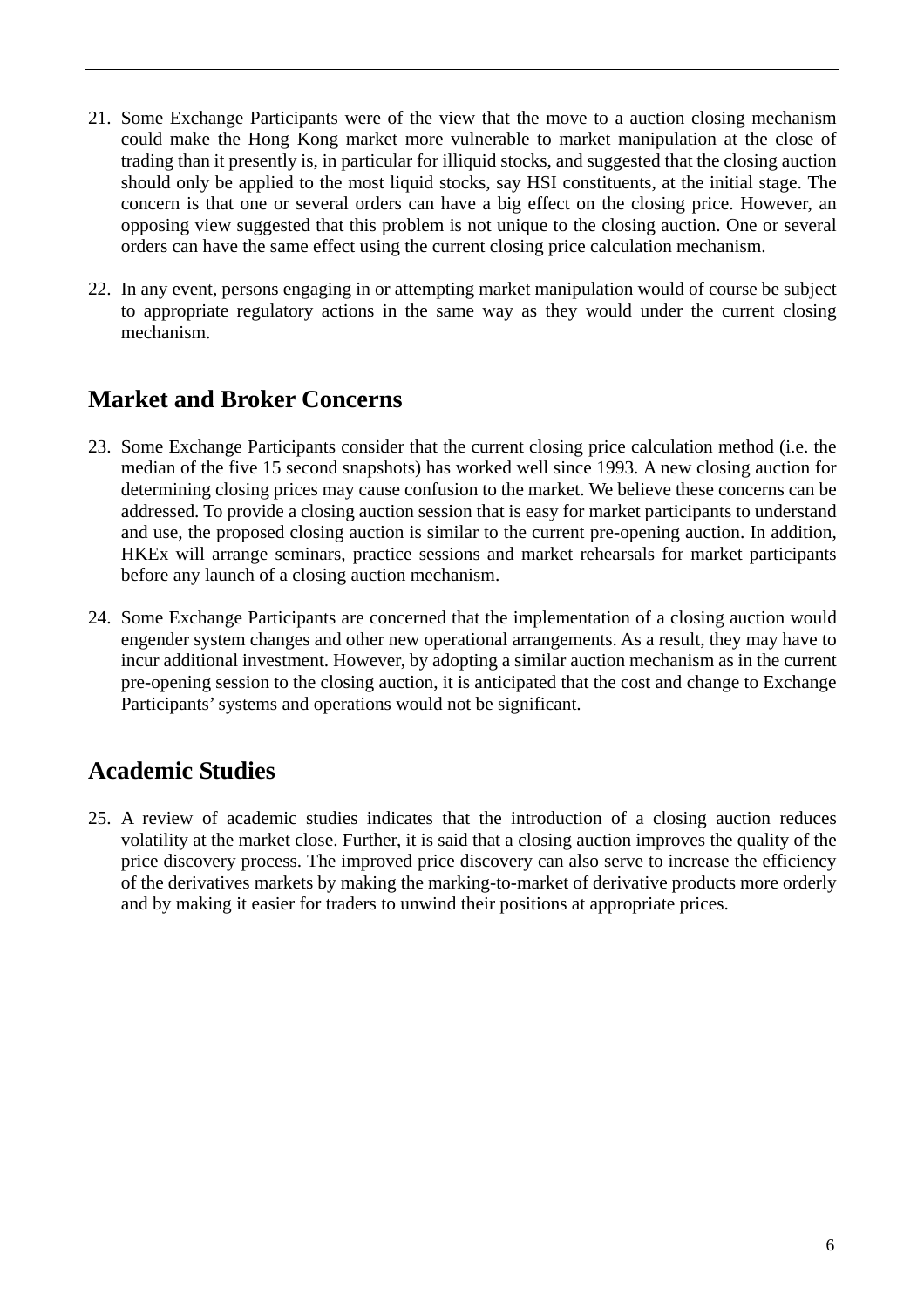21. Some Exchange Participants were of the view that the move to a auction closing mechanism could make the Hong Kong market more vulnerable to market manipulation at the close of trading than it presently is, in particular for illiquid stocks, and suggested that the closing auction should only be applied to the most liquid stocks, say HSI constituents, at the initial stage. The concern is that one or several orders can have a big effect on the closing price. However, an opposing view suggested that this problem is not unique to the closing auction. One or several orders can have the same effect using the current closing price calculation mechanism.

22. In any event, persons engaging in or attempting market manipulation would of course be subject to appropriate regulatory actions in the same way as they would under the current closing mechanism.

## Market and Broker Concerns

23. Some Exchange Participants consider that the current closing price calculation method (i.e. the median of the five 15 second snapshots) has worked well since 1993. A new closing auction for determining closing prices may cause confusion to the market. We believe these concerns can be addressed. To provide a closing auction session that is easy for market participants to understand and use, the proposed closing auction is similar to the current pre-opening auction. In addition, HKEx will arrange seminars, practice sessions and market rehearsals for market participants before any launch of a closing auction mechanism.

24. Some Exchange Participants are concerned that the implementation of a closing auction would engender system changes and other new operational arrangements. As a result, they may have to incur additional investment. However, by adopting a similar auction mechanism as in the current pre-opening session to the closing auction, it is anticipated that the cost and change to Exchange Participants' systems and operations would not be significant.

## Academic Studies

25. A review of academic studies indicates that the introduction of a closing auction reduces volatility at the market close. Further, it is said that a closing auction improves the quality of the price discovery process. The improved price discovery can also serve to increase the efficiency of the derivatives markets by making the marking-to-market of derivative products more orderly and by making it easier for traders to unwind their positions at appropriate prices.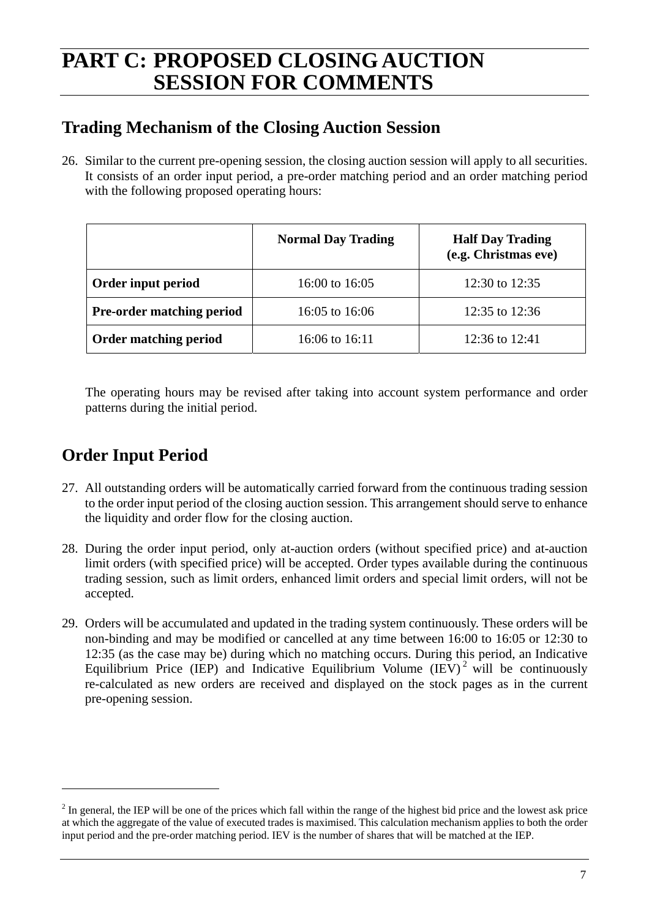# PART C: PROPOSED CLOSING AUCTION SESSION FOR COMMENTS

## Trading Mechanism of the Closing Auction Session

26. Similar to the current pre-opening session, the closing auction session will apply to all securities. It consists of an order input period, a pre-order matching period and an order matching period with the following proposed operating hours:

| | Normal Day Trading | Half Day Trading (e.g. Christmas eve) |
|---|---|---|
| **Order input period** | 16:00 to 16:05 | 12:30 to 12:35 |
| **Pre-order matching period** | 16:05 to 16:06 | 12:35 to 12:36 |
| **Order matching period** | 16:06 to 16:11 | 12:36 to 12:41 |

The operating hours may be revised after taking into account system performance and order patterns during the initial period.

## Order Input Period

27. All outstanding orders will be automatically carried forward from the continuous trading session to the order input period of the closing auction session. This arrangement should serve to enhance the liquidity and order flow for the closing auction.

28. During the order input period, only at-auction orders (without specified price) and at-auction limit orders (with specified price) will be accepted. Order types available during the continuous trading session, such as limit orders, enhanced limit orders and special limit orders, will not be accepted.

29. Orders will be accumulated and updated in the trading system continuously. These orders will be non-binding and may be modified or cancelled at any time between 16:00 to 16:05 or 12:30 to 12:35 (as the case may be) during which no matching occurs. During this period, an Indicative Equilibrium Price (IEP) and Indicative Equilibrium Volume (IEV)[2] will be continuously re-calculated as new orders are received and displayed on the stock pages as in the current pre-opening session.

---

[2] In general, the IEP will be one of the prices which fall within the range of the highest bid price and the lowest ask price at which the aggregate of the value of executed trades is maximised. This calculation mechanism applies to both the order input period and the pre-order matching period. IEV is the number of shares that will be matched at the IEP.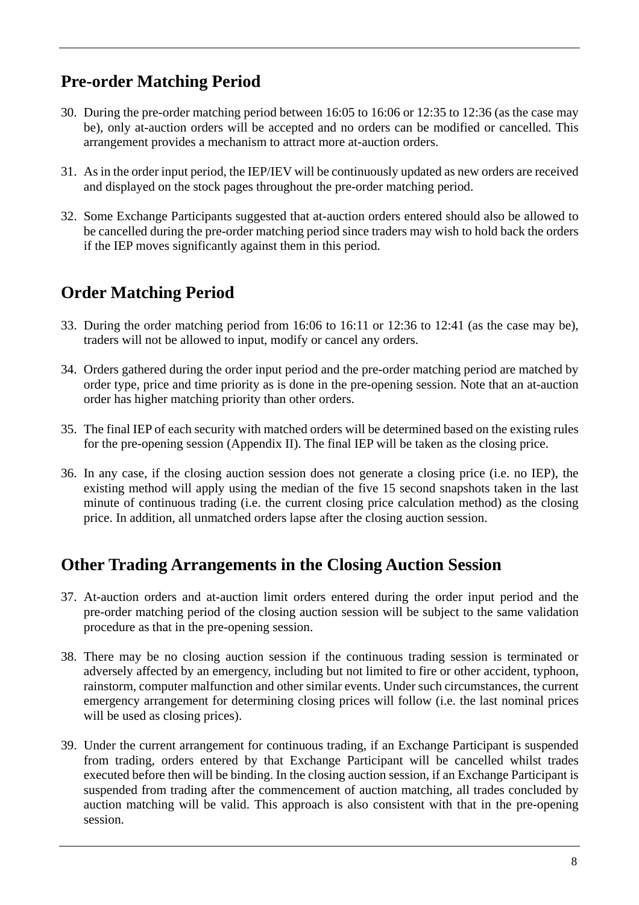## Pre-order Matching Period

30. During the pre-order matching period between 16:05 to 16:06 or 12:35 to 12:36 (as the case may be), only at-auction orders will be accepted and no orders can be modified or cancelled. This arrangement provides a mechanism to attract more at-auction orders.

31. As in the order input period, the IEP/IEV will be continuously updated as new orders are received and displayed on the stock pages throughout the pre-order matching period.

32. Some Exchange Participants suggested that at-auction orders entered should also be allowed to be cancelled during the pre-order matching period since traders may wish to hold back the orders if the IEP moves significantly against them in this period.

## Order Matching Period

33. During the order matching period from 16:06 to 16:11 or 12:36 to 12:41 (as the case may be), traders will not be allowed to input, modify or cancel any orders.

34. Orders gathered during the order input period and the pre-order matching period are matched by order type, price and time priority as is done in the pre-opening session. Note that an at-auction order has higher matching priority than other orders.

35. The final IEP of each security with matched orders will be determined based on the existing rules for the pre-opening session (Appendix II). The final IEP will be taken as the closing price.

36. In any case, if the closing auction session does not generate a closing price (i.e. no IEP), the existing method will apply using the median of the five 15 second snapshots taken in the last minute of continuous trading (i.e. the current closing price calculation method) as the closing price. In addition, all unmatched orders lapse after the closing auction session.

## Other Trading Arrangements in the Closing Auction Session

37. At-auction orders and at-auction limit orders entered during the order input period and the pre-order matching period of the closing auction session will be subject to the same validation procedure as that in the pre-opening session.

38. There may be no closing auction session if the continuous trading session is terminated or adversely affected by an emergency, including but not limited to fire or other accident, typhoon, rainstorm, computer malfunction and other similar events. Under such circumstances, the current emergency arrangement for determining closing prices will follow (i.e. the last nominal prices will be used as closing prices).

39. Under the current arrangement for continuous trading, if an Exchange Participant is suspended from trading, orders entered by that Exchange Participant will be cancelled whilst trades executed before then will be binding. In the closing auction session, if an Exchange Participant is suspended from trading after the commencement of auction matching, all trades concluded by auction matching will be valid. This approach is also consistent with that in the pre-opening session.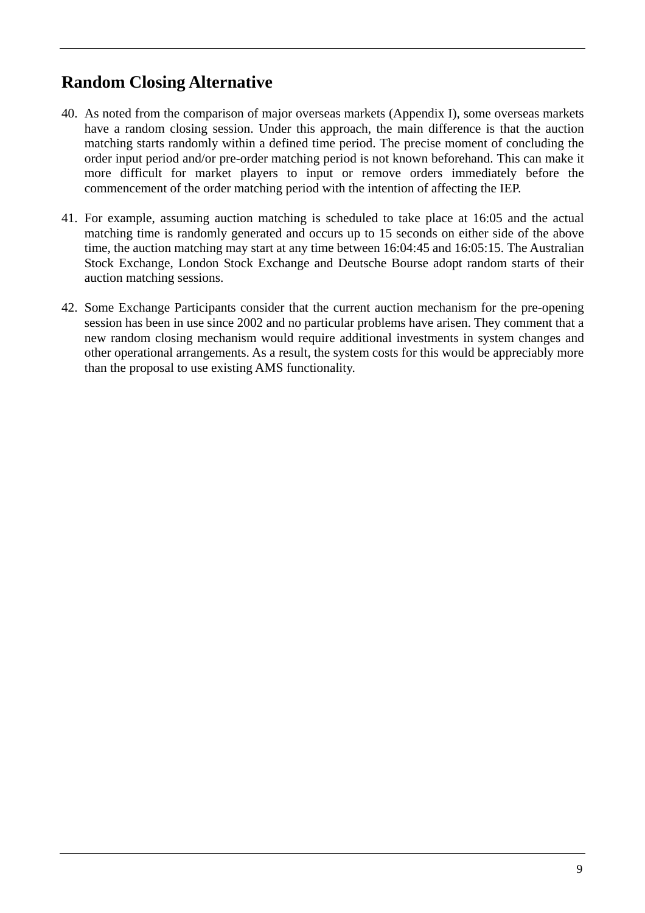## Random Closing Alternative

40. As noted from the comparison of major overseas markets (Appendix I), some overseas markets have a random closing session. Under this approach, the main difference is that the auction matching starts randomly within a defined time period. The precise moment of concluding the order input period and/or pre-order matching period is not known beforehand. This can make it more difficult for market players to input or remove orders immediately before the commencement of the order matching period with the intention of affecting the IEP.

41. For example, assuming auction matching is scheduled to take place at 16:05 and the actual matching time is randomly generated and occurs up to 15 seconds on either side of the above time, the auction matching may start at any time between 16:04:45 and 16:05:15. The Australian Stock Exchange, London Stock Exchange and Deutsche Bourse adopt random starts of their auction matching sessions.

42. Some Exchange Participants consider that the current auction mechanism for the pre-opening session has been in use since 2002 and no particular problems have arisen. They comment that a new random closing mechanism would require additional investments in system changes and other operational arrangements. As a result, the system costs for this would be appreciably more than the proposal to use existing AMS functionality.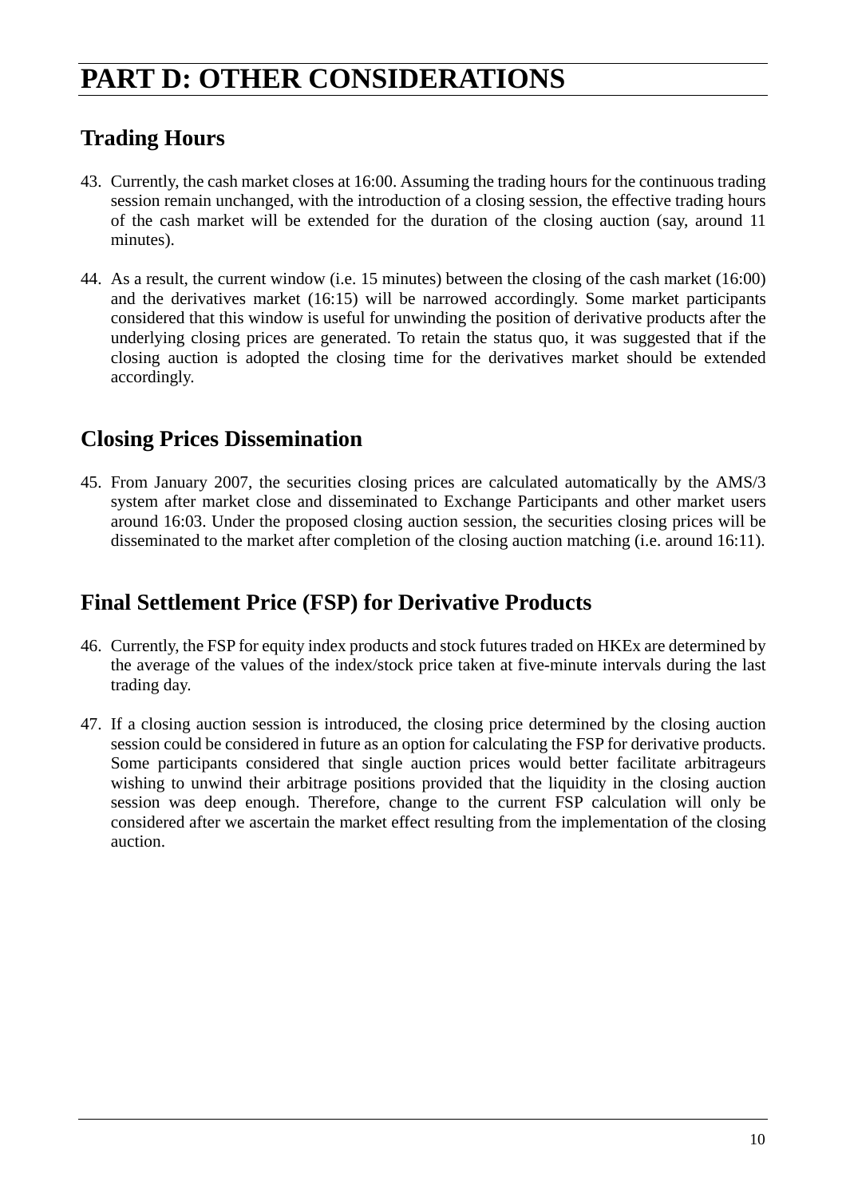# PART D: OTHER CONSIDERATIONS

## Trading Hours

43. Currently, the cash market closes at 16:00. Assuming the trading hours for the continuous trading session remain unchanged, with the introduction of a closing session, the effective trading hours of the cash market will be extended for the duration of the closing auction (say, around 11 minutes).

44. As a result, the current window (i.e. 15 minutes) between the closing of the cash market (16:00) and the derivatives market (16:15) will be narrowed accordingly. Some market participants considered that this window is useful for unwinding the position of derivative products after the underlying closing prices are generated. To retain the status quo, it was suggested that if the closing auction is adopted the closing time for the derivatives market should be extended accordingly.

## Closing Prices Dissemination

45. From January 2007, the securities closing prices are calculated automatically by the AMS/3 system after market close and disseminated to Exchange Participants and other market users around 16:03. Under the proposed closing auction session, the securities closing prices will be disseminated to the market after completion of the closing auction matching (i.e. around 16:11).

## Final Settlement Price (FSP) for Derivative Products

46. Currently, the FSP for equity index products and stock futures traded on HKEx are determined by the average of the values of the index/stock price taken at five-minute intervals during the last trading day.

47. If a closing auction session is introduced, the closing price determined by the closing auction session could be considered in future as an option for calculating the FSP for derivative products. Some participants considered that single auction prices would better facilitate arbitrageurs wishing to unwind their arbitrage positions provided that the liquidity in the closing auction session was deep enough. Therefore, change to the current FSP calculation will only be considered after we ascertain the market effect resulting from the implementation of the closing auction.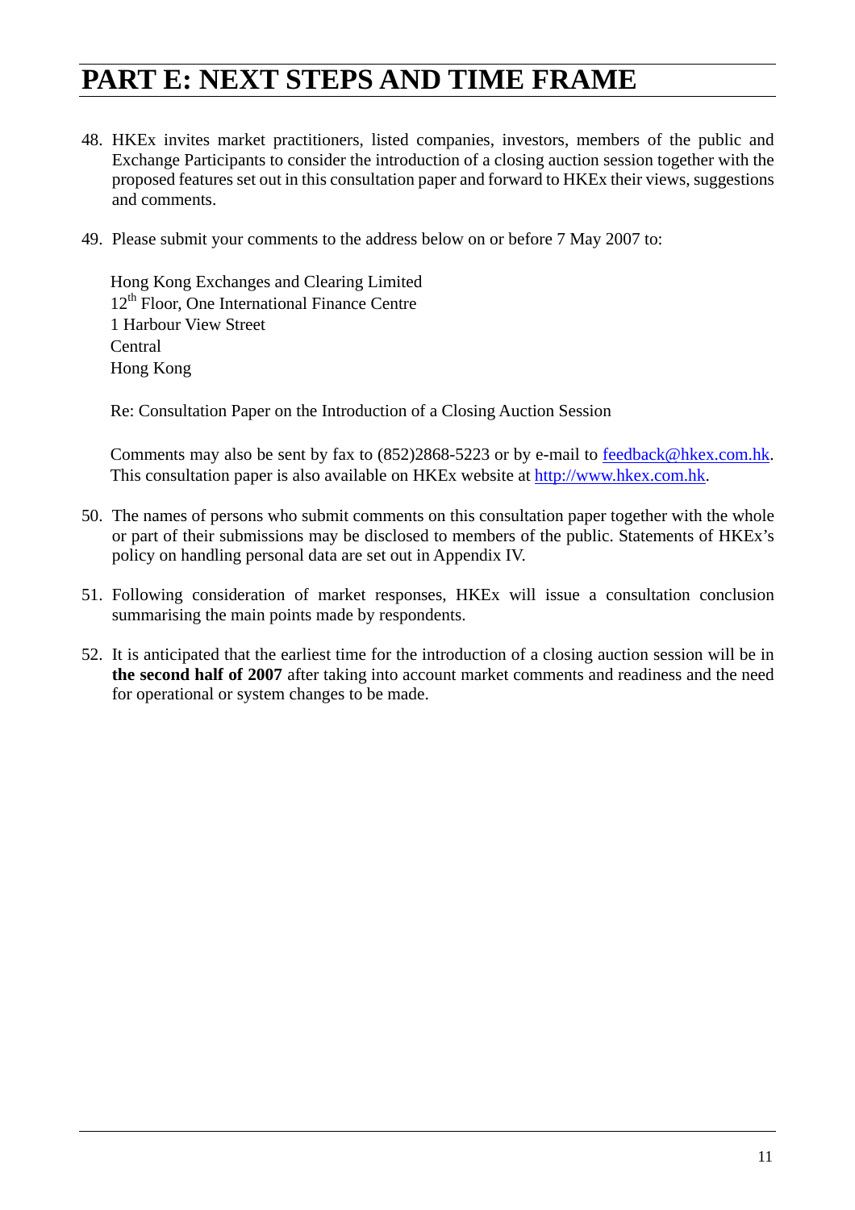# PART E: NEXT STEPS AND TIME FRAME

48. HKEx invites market practitioners, listed companies, investors, members of the public and Exchange Participants to consider the introduction of a closing auction session together with the proposed features set out in this consultation paper and forward to HKEx their views, suggestions and comments.

49. Please submit your comments to the address below on or before 7 May 2007 to:

    Hong Kong Exchanges and Clearing Limited
    12th Floor, One International Finance Centre
    1 Harbour View Street
    Central
    Hong Kong

    Re: Consultation Paper on the Introduction of a Closing Auction Session

    Comments may also be sent by fax to (852)2868-5223 or by e-mail to feedback@hkex.com.hk. This consultation paper is also available on HKEx website at http://www.hkex.com.hk.

50. The names of persons who submit comments on this consultation paper together with the whole or part of their submissions may be disclosed to members of the public. Statements of HKEx's policy on handling personal data are set out in Appendix IV.

51. Following consideration of market responses, HKEx will issue a consultation conclusion summarising the main points made by respondents.

52. It is anticipated that the earliest time for the introduction of a closing auction session will be in **the second half of 2007** after taking into account market comments and readiness and the need for operational or system changes to be made.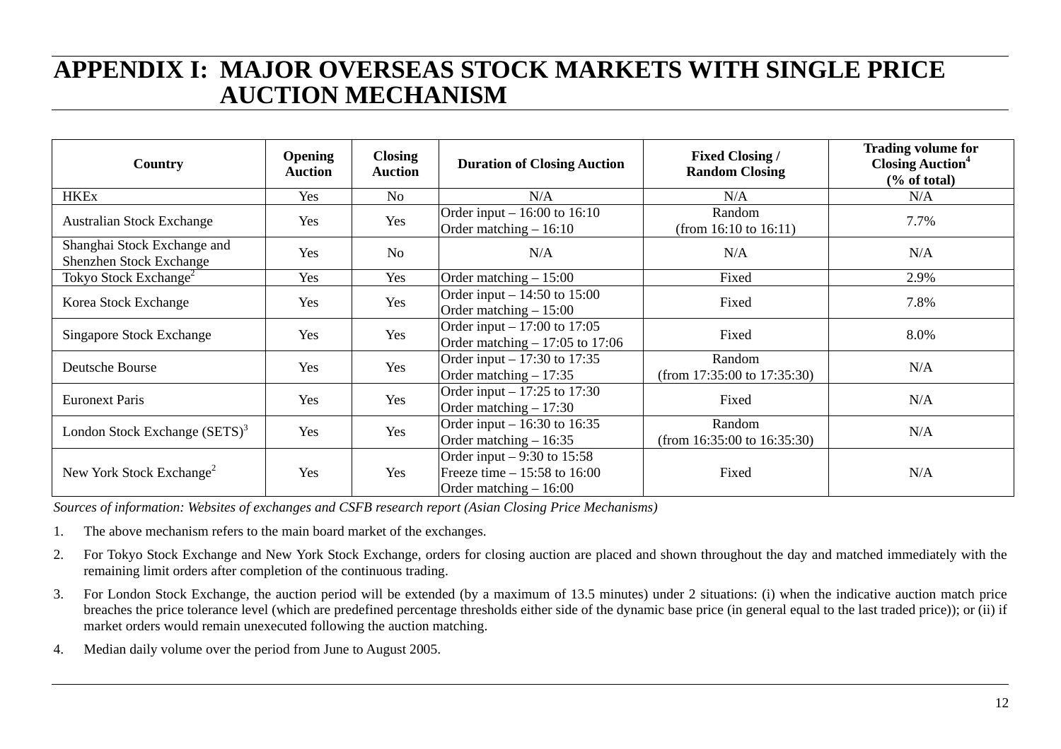# APPENDIX I: MAJOR OVERSEAS STOCK MARKETS WITH SINGLE PRICE AUCTION MECHANISM

| Country | Opening Auction | Closing Auction | Duration of Closing Auction | Fixed Closing / Random Closing | Trading volume for Closing Auction[4] (% of total) |
|---|---|---|---|---|---|
| HKEx | Yes | No | N/A | N/A | N/A |
| Australian Stock Exchange | Yes | Yes | Order input – 16:00 to 16:10<br>Order matching – 16:10 | Random<br>(from 16:10 to 16:11) | 7.7% |
| Shanghai Stock Exchange and Shenzhen Stock Exchange | Yes | No | N/A | N/A | N/A |
| Tokyo Stock Exchange[2] | Yes | Yes | Order matching – 15:00 | Fixed | 2.9% |
| Korea Stock Exchange | Yes | Yes | Order input – 14:50 to 15:00<br>Order matching – 15:00 | Fixed | 7.8% |
| Singapore Stock Exchange | Yes | Yes | Order input – 17:00 to 17:05<br>Order matching – 17:05 to 17:06 | Fixed | 8.0% |
| Deutsche Bourse | Yes | Yes | Order input – 17:30 to 17:35<br>Order matching – 17:35 | Random<br>(from 17:35:00 to 17:35:30) | N/A |
| Euronext Paris | Yes | Yes | Order input – 17:25 to 17:30<br>Order matching – 17:30 | Fixed | N/A |
| London Stock Exchange (SETS)[3] | Yes | Yes | Order input – 16:30 to 16:35<br>Order matching – 16:35 | Random<br>(from 16:35:00 to 16:35:30) | N/A |
| New York Stock Exchange[2] | Yes | Yes | Order input – 9:30 to 15:58<br>Freeze time – 15:58 to 16:00<br>Order matching – 16:00 | Fixed | N/A |

*Sources of information: Websites of exchanges and CSFB research report (Asian Closing Price Mechanisms)*

1. The above mechanism refers to the main board market of the exchanges.
2. For Tokyo Stock Exchange and New York Stock Exchange, orders for closing auction are placed and shown throughout the day and matched immediately with the remaining limit orders after completion of the continuous trading.
3. For London Stock Exchange, the auction period will be extended (by a maximum of 13.5 minutes) under 2 situations: (i) when the indicative auction match price breaches the price tolerance level (which are predefined percentage thresholds either side of the dynamic base price (in general equal to the last traded price)); or (ii) if market orders would remain unexecuted following the auction matching.
4. Median daily volume over the period from June to August 2005.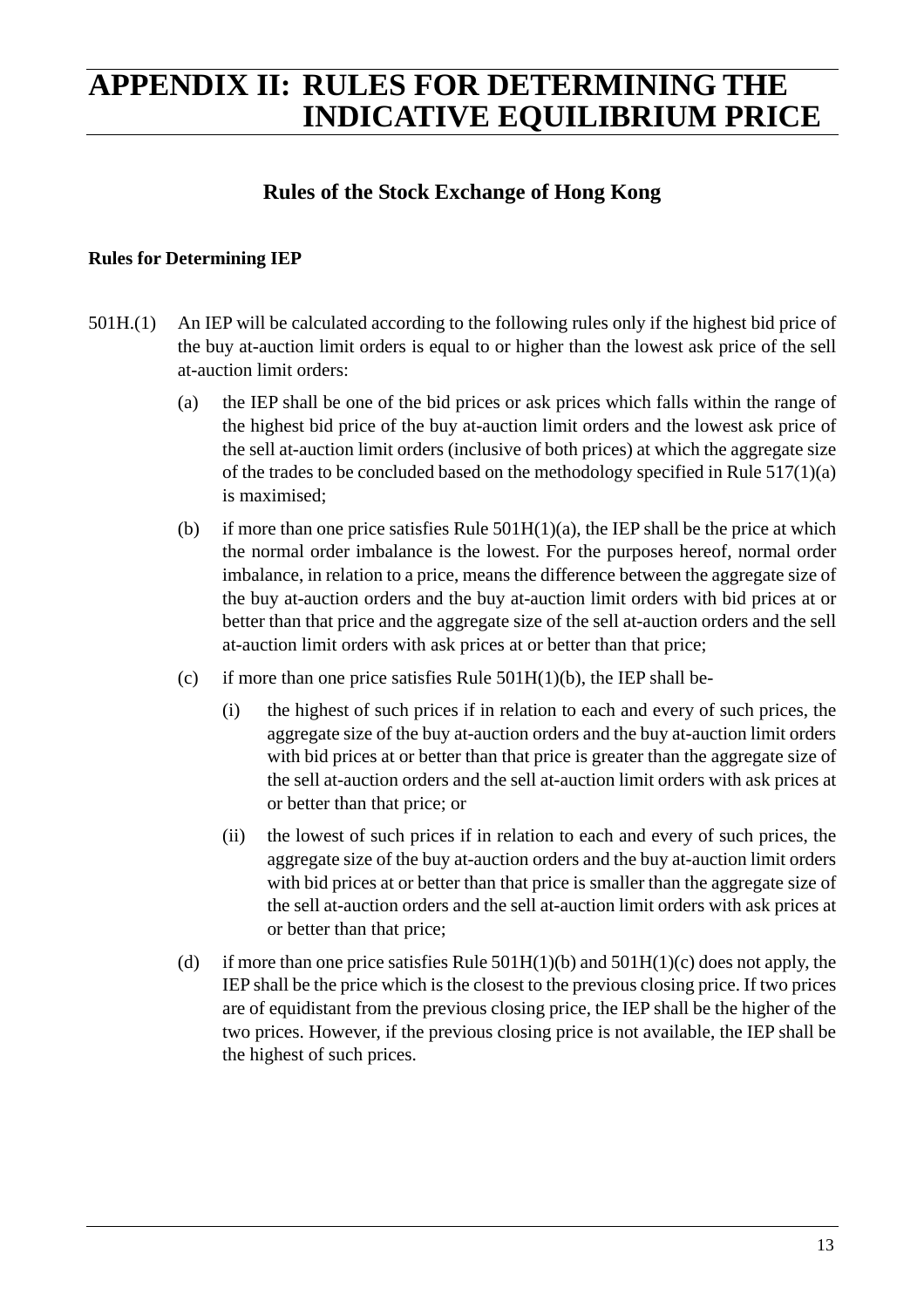# APPENDIX II: RULES FOR DETERMINING THE INDICATIVE EQUILIBRIUM PRICE

## Rules of the Stock Exchange of Hong Kong

**Rules for Determining IEP**

501H.(1) An IEP will be calculated according to the following rules only if the highest bid price of the buy at-auction limit orders is equal to or higher than the lowest ask price of the sell at-auction limit orders:

(a) the IEP shall be one of the bid prices or ask prices which falls within the range of the highest bid price of the buy at-auction limit orders and the lowest ask price of the sell at-auction limit orders (inclusive of both prices) at which the aggregate size of the trades to be concluded based on the methodology specified in Rule 517(1)(a) is maximised;

(b) if more than one price satisfies Rule 501H(1)(a), the IEP shall be the price at which the normal order imbalance is the lowest. For the purposes hereof, normal order imbalance, in relation to a price, means the difference between the aggregate size of the buy at-auction orders and the buy at-auction limit orders with bid prices at or better than that price and the aggregate size of the sell at-auction orders and the sell at-auction limit orders with ask prices at or better than that price;

(c) if more than one price satisfies Rule 501H(1)(b), the IEP shall be-

(i) the highest of such prices if in relation to each and every of such prices, the aggregate size of the buy at-auction orders and the buy at-auction limit orders with bid prices at or better than that price is greater than the aggregate size of the sell at-auction orders and the sell at-auction limit orders with ask prices at or better than that price; or

(ii) the lowest of such prices if in relation to each and every of such prices, the aggregate size of the buy at-auction orders and the buy at-auction limit orders with bid prices at or better than that price is smaller than the aggregate size of the sell at-auction orders and the sell at-auction limit orders with ask prices at or better than that price;

(d) if more than one price satisfies Rule 501H(1)(b) and 501H(1)(c) does not apply, the IEP shall be the price which is the closest to the previous closing price. If two prices are of equidistant from the previous closing price, the IEP shall be the higher of the two prices. However, if the previous closing price is not available, the IEP shall be the highest of such prices.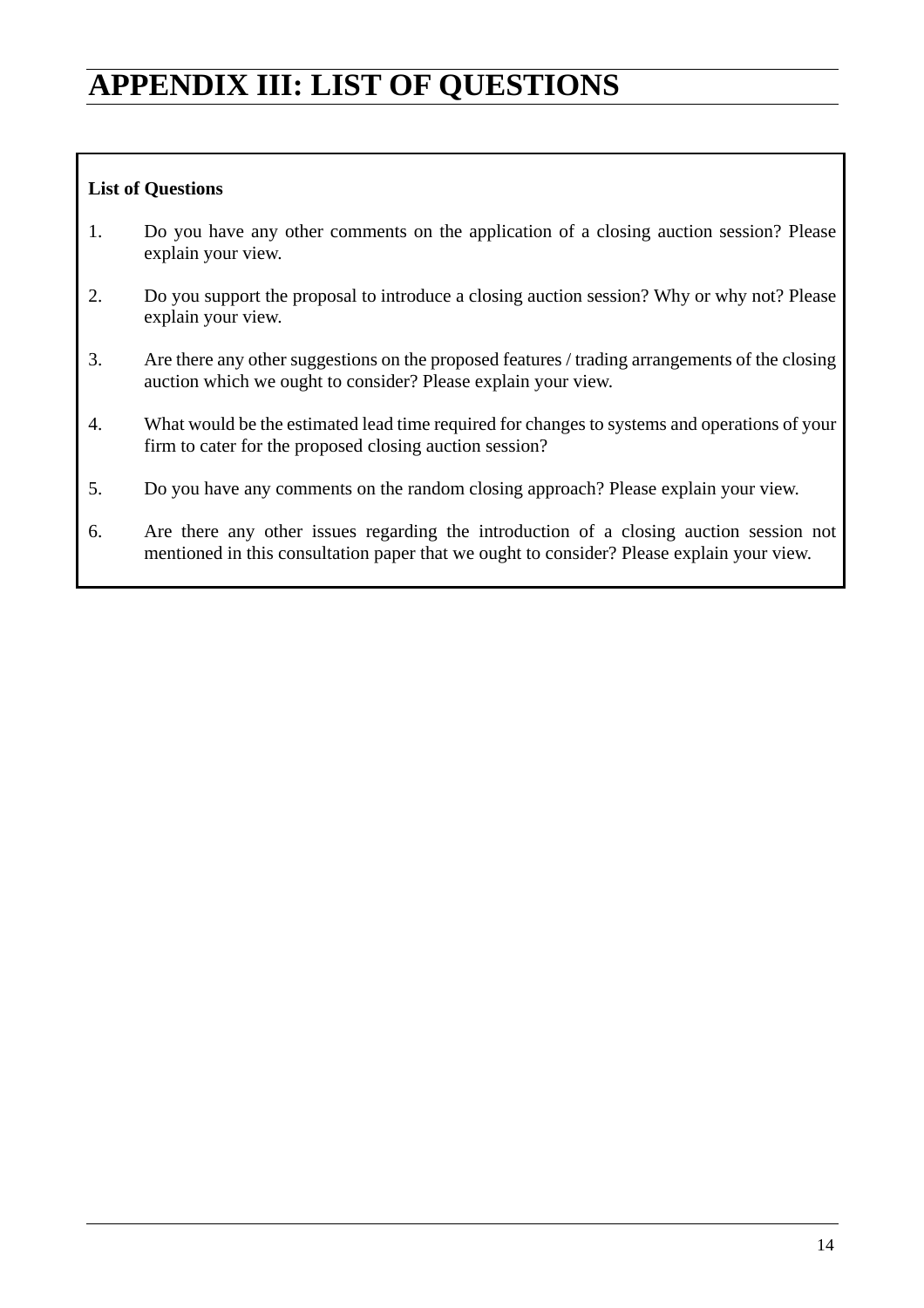# APPENDIX III: LIST OF QUESTIONS

**List of Questions**

1. Do you have any other comments on the application of a closing auction session? Please explain your view.

2. Do you support the proposal to introduce a closing auction session? Why or why not? Please explain your view.

3. Are there any other suggestions on the proposed features / trading arrangements of the closing auction which we ought to consider? Please explain your view.

4. What would be the estimated lead time required for changes to systems and operations of your firm to cater for the proposed closing auction session?

5. Do you have any comments on the random closing approach? Please explain your view.

6. Are there any other issues regarding the introduction of a closing auction session not mentioned in this consultation paper that we ought to consider? Please explain your view.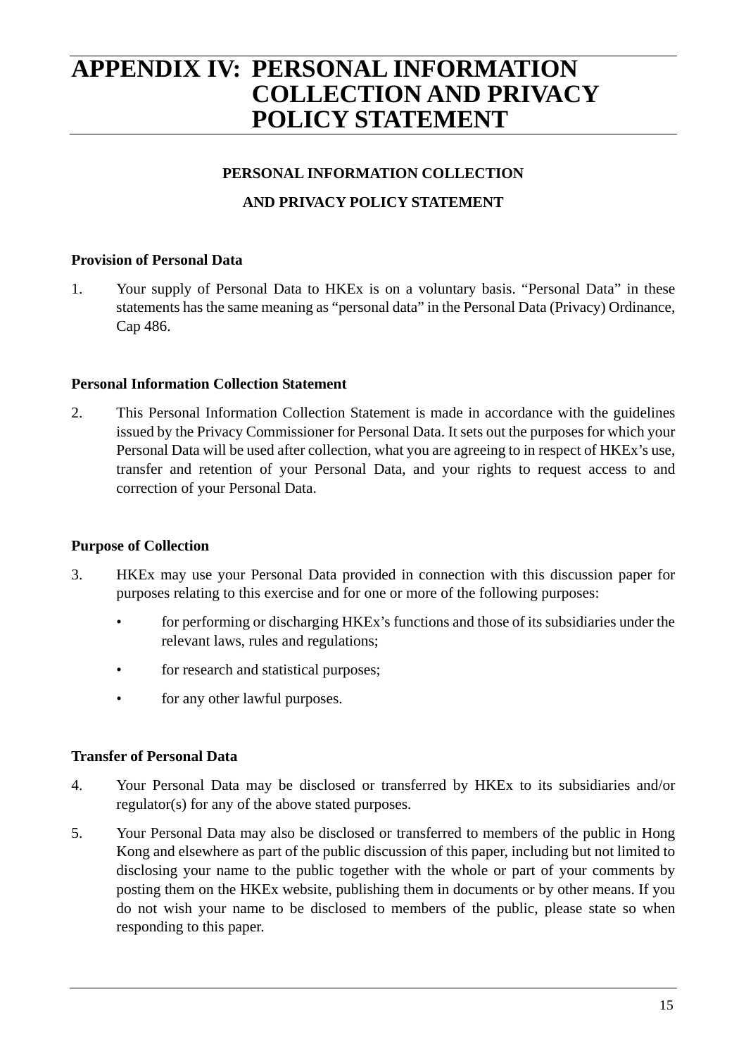# APPENDIX IV: PERSONAL INFORMATION COLLECTION AND PRIVACY POLICY STATEMENT

## PERSONAL INFORMATION COLLECTION AND PRIVACY POLICY STATEMENT

### Provision of Personal Data

1. Your supply of Personal Data to HKEx is on a voluntary basis. "Personal Data" in these statements has the same meaning as "personal data" in the Personal Data (Privacy) Ordinance, Cap 486.

### Personal Information Collection Statement

2. This Personal Information Collection Statement is made in accordance with the guidelines issued by the Privacy Commissioner for Personal Data. It sets out the purposes for which your Personal Data will be used after collection, what you are agreeing to in respect of HKEx's use, transfer and retention of your Personal Data, and your rights to request access to and correction of your Personal Data.

### Purpose of Collection

3. HKEx may use your Personal Data provided in connection with this discussion paper for purposes relating to this exercise and for one or more of the following purposes:

   - for performing or discharging HKEx's functions and those of its subsidiaries under the relevant laws, rules and regulations;
   - for research and statistical purposes;
   - for any other lawful purposes.

### Transfer of Personal Data

4. Your Personal Data may be disclosed or transferred by HKEx to its subsidiaries and/or regulator(s) for any of the above stated purposes.

5. Your Personal Data may also be disclosed or transferred to members of the public in Hong Kong and elsewhere as part of the public discussion of this paper, including but not limited to disclosing your name to the public together with the whole or part of your comments by posting them on the HKEx website, publishing them in documents or by other means. If you do not wish your name to be disclosed to members of the public, please state so when responding to this paper.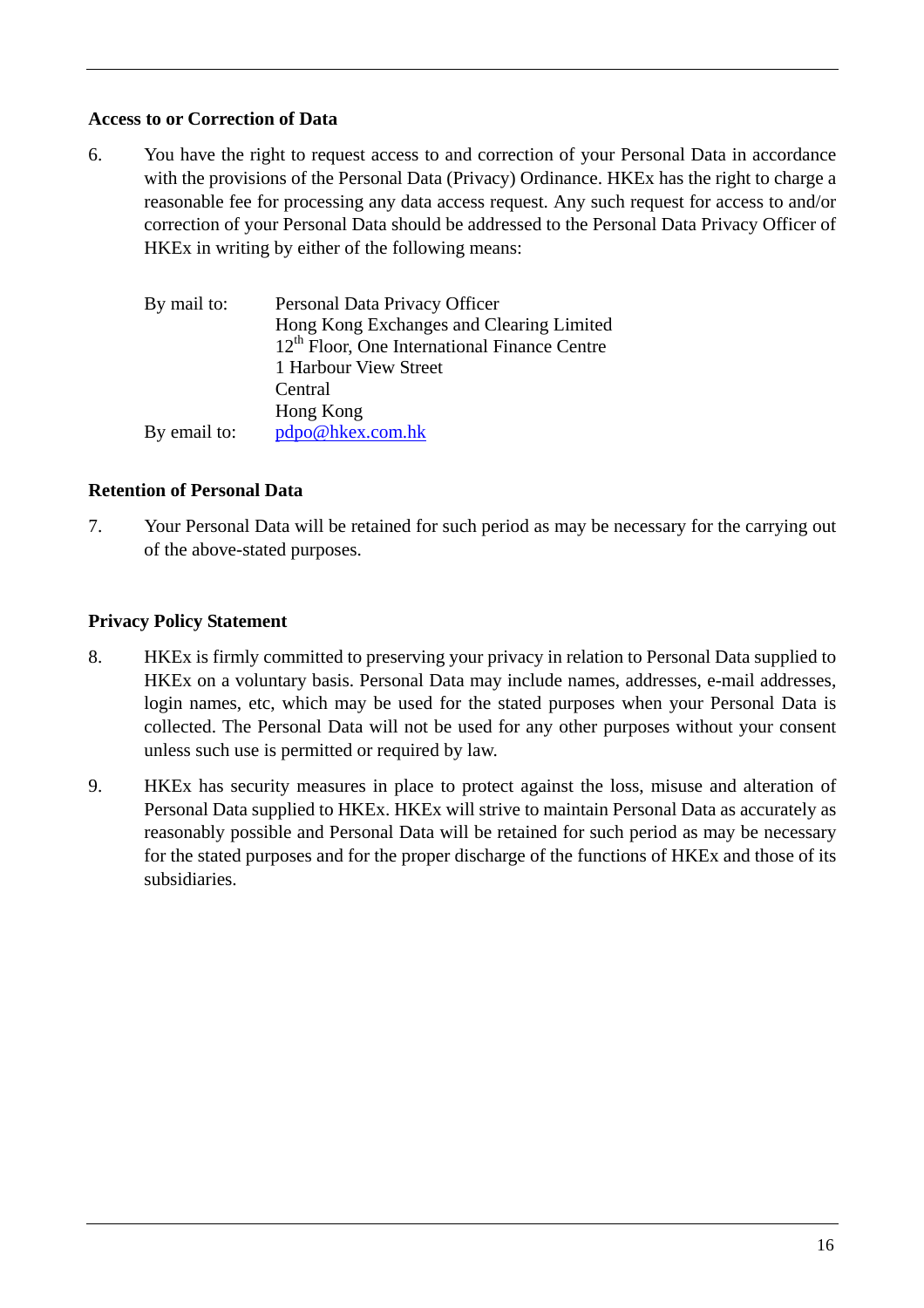**Access to or Correction of Data**

6. You have the right to request access to and correction of your Personal Data in accordance with the provisions of the Personal Data (Privacy) Ordinance. HKEx has the right to charge a reasonable fee for processing any data access request. Any such request for access to and/or correction of your Personal Data should be addressed to the Personal Data Privacy Officer of HKEx in writing by either of the following means:

| | |
|---|---|
| By mail to: | Personal Data Privacy Officer<br>Hong Kong Exchanges and Clearing Limited<br>12th Floor, One International Finance Centre<br>1 Harbour View Street<br>Central<br>Hong Kong |
| By email to: | pdpo@hkex.com.hk |

**Retention of Personal Data**

7. Your Personal Data will be retained for such period as may be necessary for the carrying out of the above-stated purposes.

**Privacy Policy Statement**

8. HKEx is firmly committed to preserving your privacy in relation to Personal Data supplied to HKEx on a voluntary basis. Personal Data may include names, addresses, e-mail addresses, login names, etc, which may be used for the stated purposes when your Personal Data is collected. The Personal Data will not be used for any other purposes without your consent unless such use is permitted or required by law.

9. HKEx has security measures in place to protect against the loss, misuse and alteration of Personal Data supplied to HKEx. HKEx will strive to maintain Personal Data as accurately as reasonably possible and Personal Data will be retained for such period as may be necessary for the stated purposes and for the proper discharge of the functions of HKEx and those of its subsidiaries.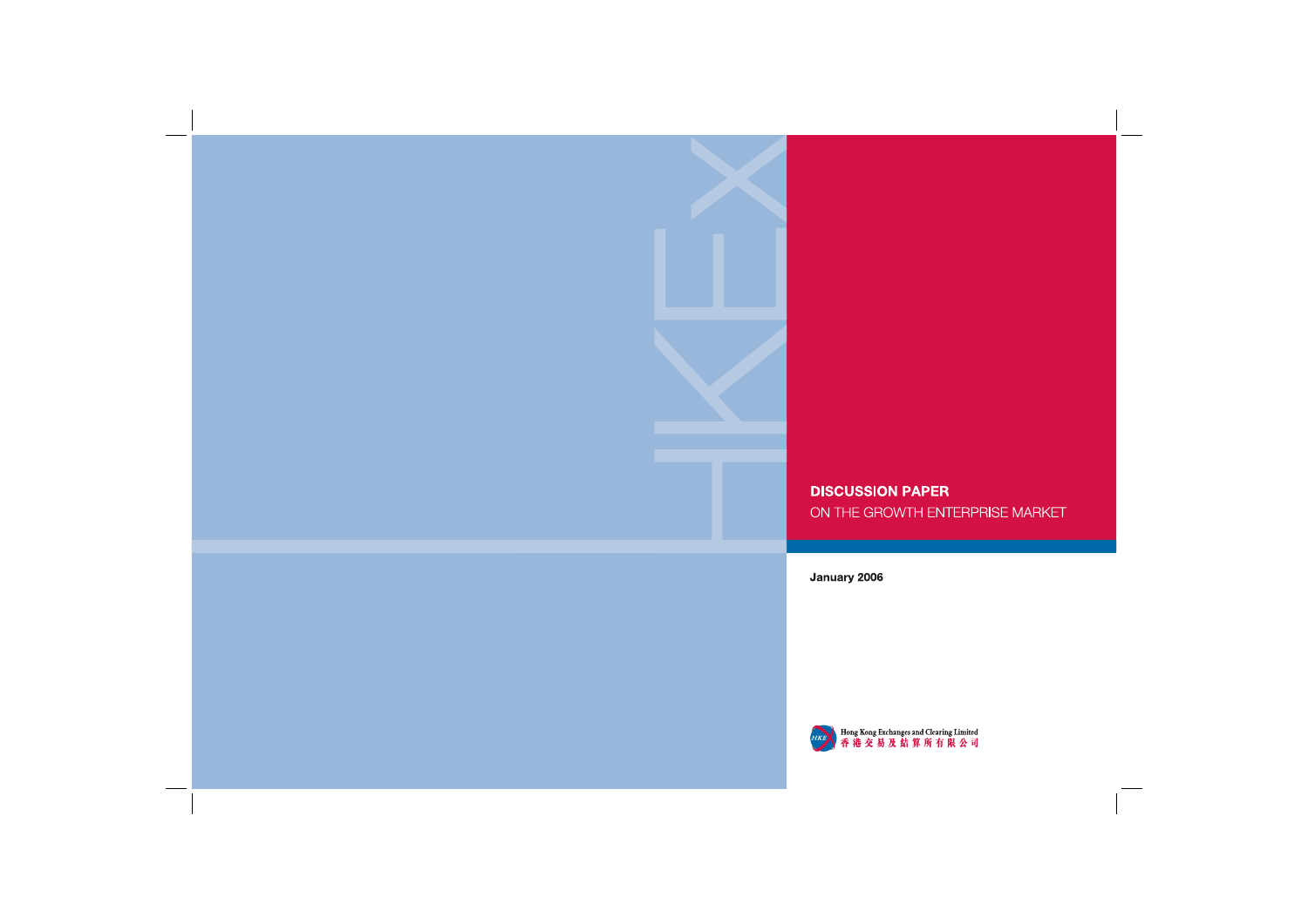**DISCUSSION PAPER**

ON THE GROWTH ENTERPRISE MARKET

**January 2006**

Hong Kong Exchanges and Clearing Limited

香港交易及結算所有限公司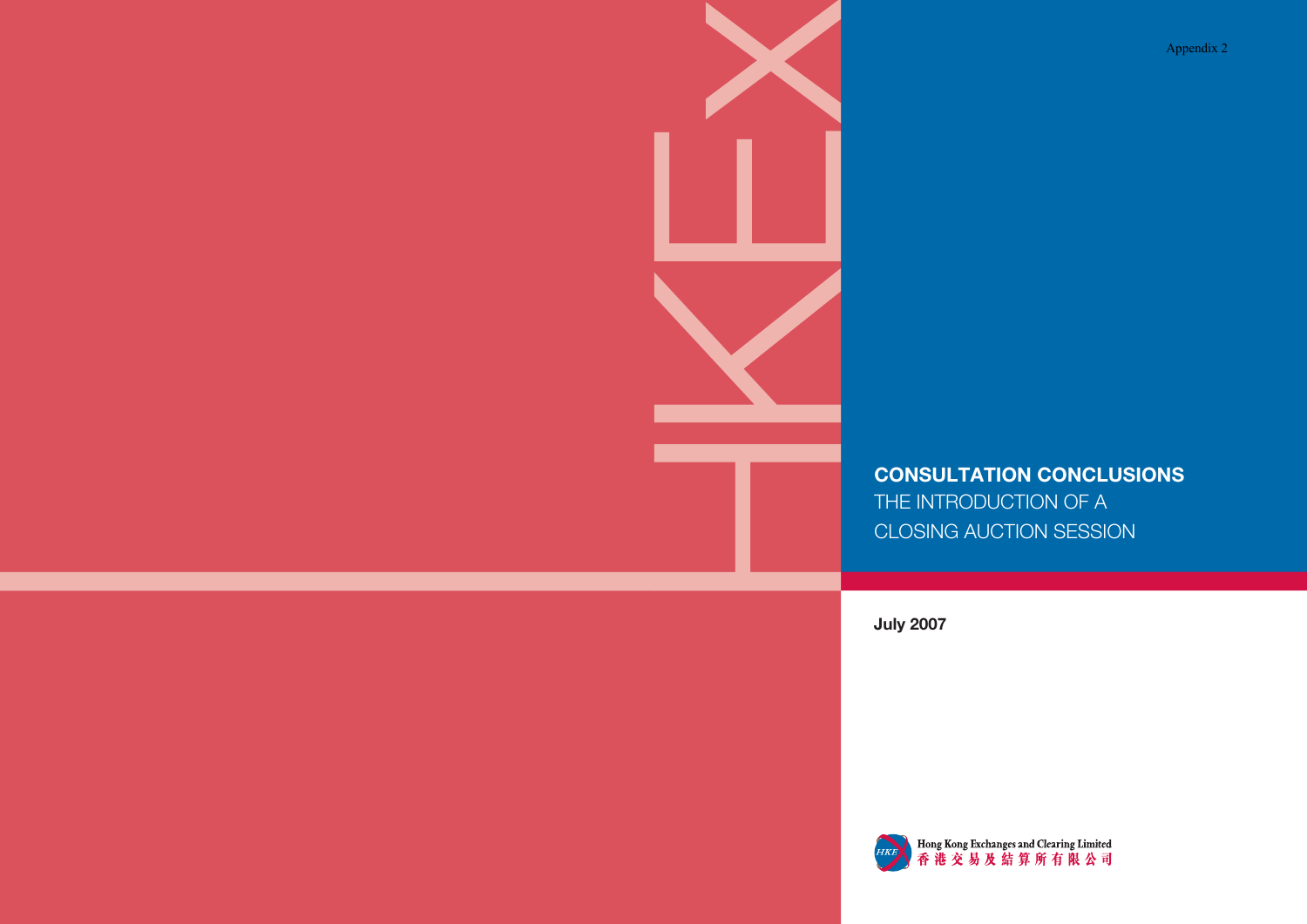Appendix 2

**CONSULTATION CONCLUSIONS**

THE INTRODUCTION OF A CLOSING AUCTION SESSION

**July 2007**

Hong Kong Exchanges and Clearing Limited

香港交易及結算所有限公司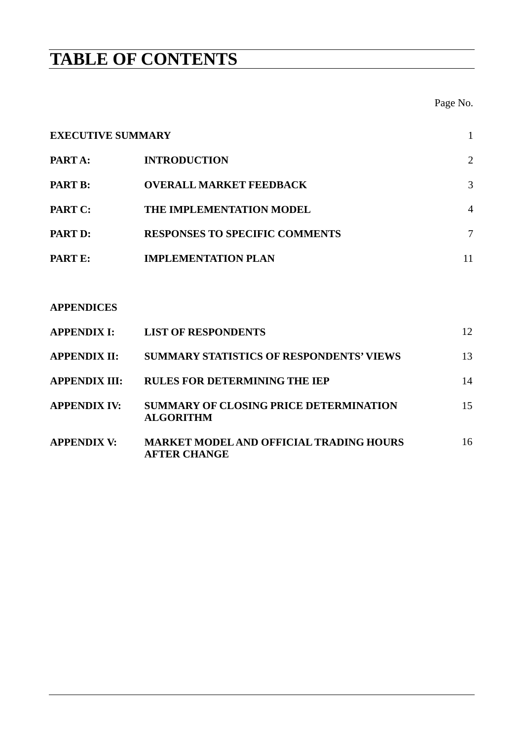# TABLE OF CONTENTS

| | | Page No. |
|---|---|---|
| **EXECUTIVE SUMMARY** | | 1 |
| **PART A:** | **INTRODUCTION** | 2 |
| **PART B:** | **OVERALL MARKET FEEDBACK** | 3 |
| **PART C:** | **THE IMPLEMENTATION MODEL** | 4 |
| **PART D:** | **RESPONSES TO SPECIFIC COMMENTS** | 7 |
| **PART E:** | **IMPLEMENTATION PLAN** | 11 |

**APPENDICES**

| | | |
|---|---|---|
| **APPENDIX I:** | **LIST OF RESPONDENTS** | 12 |
| **APPENDIX II:** | **SUMMARY STATISTICS OF RESPONDENTS' VIEWS** | 13 |
| **APPENDIX III:** | **RULES FOR DETERMINING THE IEP** | 14 |
| **APPENDIX IV:** | **SUMMARY OF CLOSING PRICE DETERMINATION ALGORITHM** | 15 |
| **APPENDIX V:** | **MARKET MODEL AND OFFICIAL TRADING HOURS AFTER CHANGE** | 16 |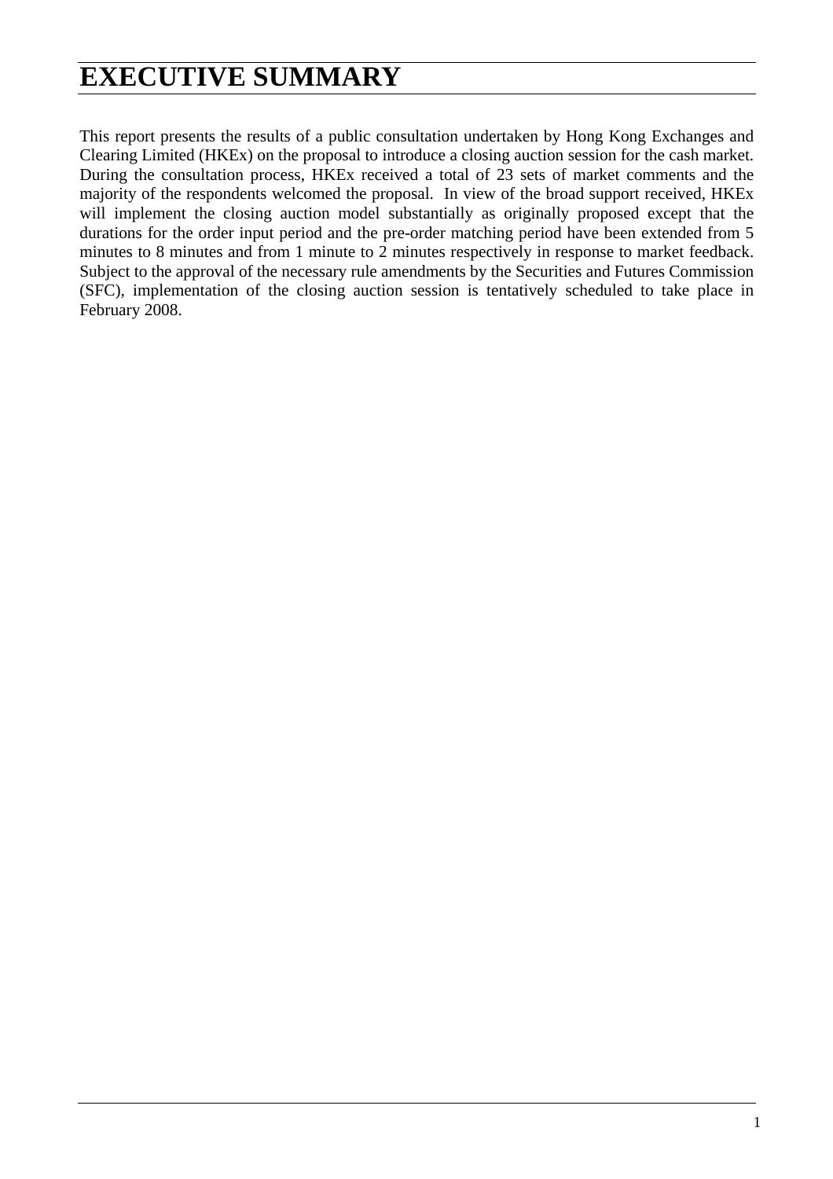# EXECUTIVE SUMMARY

This report presents the results of a public consultation undertaken by Hong Kong Exchanges and Clearing Limited (HKEx) on the proposal to introduce a closing auction session for the cash market. During the consultation process, HKEx received a total of 23 sets of market comments and the majority of the respondents welcomed the proposal. In view of the broad support received, HKEx will implement the closing auction model substantially as originally proposed except that the durations for the order input period and the pre-order matching period have been extended from 5 minutes to 8 minutes and from 1 minute to 2 minutes respectively in response to market feedback. Subject to the approval of the necessary rule amendments by the Securities and Futures Commission (SFC), implementation of the closing auction session is tentatively scheduled to take place in February 2008.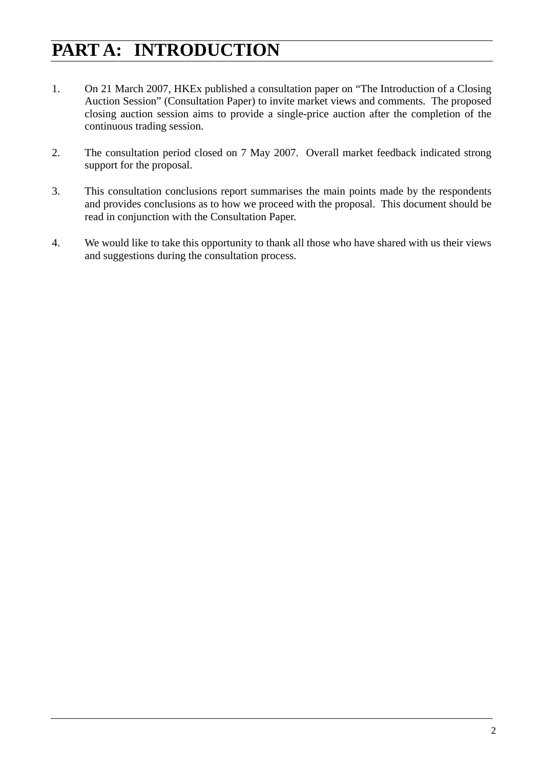# PART A: INTRODUCTION

1. On 21 March 2007, HKEx published a consultation paper on "The Introduction of a Closing Auction Session" (Consultation Paper) to invite market views and comments. The proposed closing auction session aims to provide a single-price auction after the completion of the continuous trading session.

2. The consultation period closed on 7 May 2007. Overall market feedback indicated strong support for the proposal.

3. This consultation conclusions report summarises the main points made by the respondents and provides conclusions as to how we proceed with the proposal. This document should be read in conjunction with the Consultation Paper.

4. We would like to take this opportunity to thank all those who have shared with us their views and suggestions during the consultation process.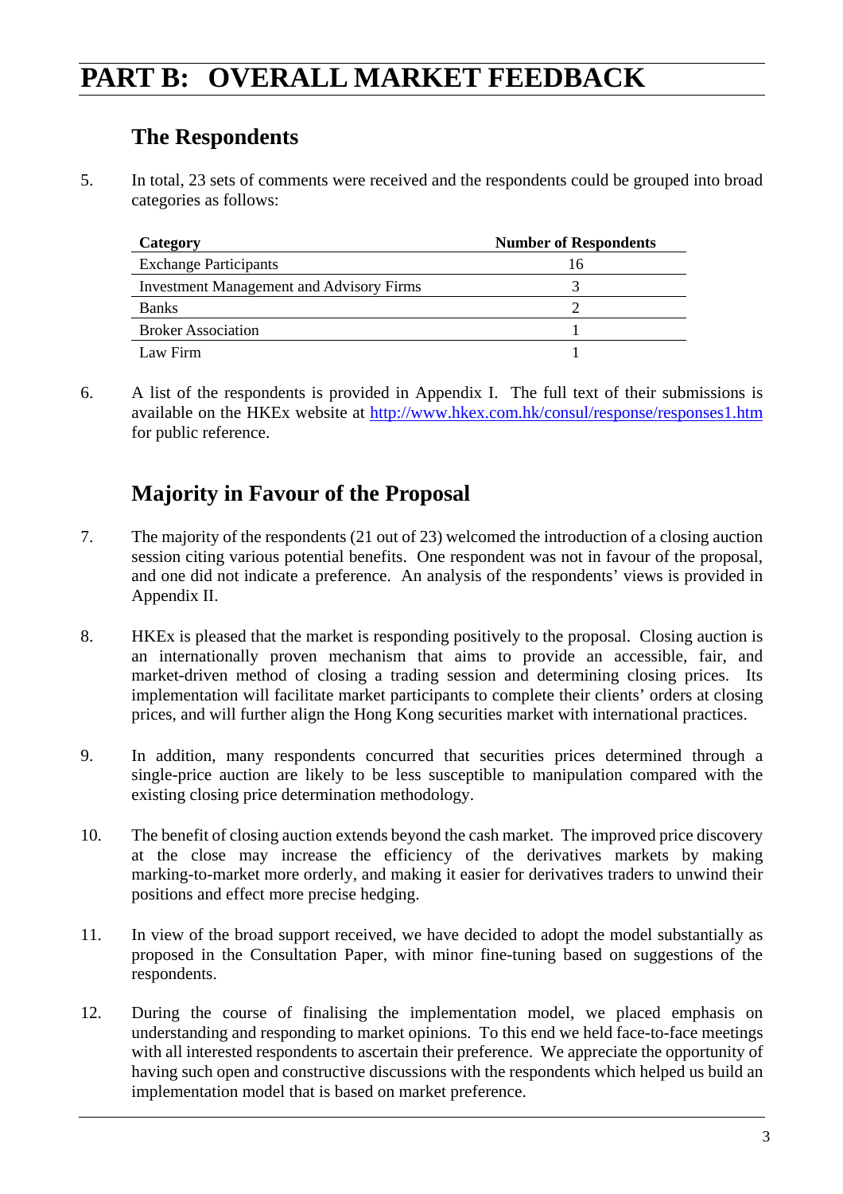# PART B: OVERALL MARKET FEEDBACK

## The Respondents

5. In total, 23 sets of comments were received and the respondents could be grouped into broad categories as follows:

| Category | Number of Respondents |
|---|---|
| Exchange Participants | 16 |
| Investment Management and Advisory Firms | 3 |
| Banks | 2 |
| Broker Association | 1 |
| Law Firm | 1 |

6. A list of the respondents is provided in Appendix I. The full text of their submissions is available on the HKEx website at http://www.hkex.com.hk/consul/response/responses1.htm for public reference.

## Majority in Favour of the Proposal

7. The majority of the respondents (21 out of 23) welcomed the introduction of a closing auction session citing various potential benefits. One respondent was not in favour of the proposal, and one did not indicate a preference. An analysis of the respondents' views is provided in Appendix II.

8. HKEx is pleased that the market is responding positively to the proposal. Closing auction is an internationally proven mechanism that aims to provide an accessible, fair, and market-driven method of closing a trading session and determining closing prices. Its implementation will facilitate market participants to complete their clients' orders at closing prices, and will further align the Hong Kong securities market with international practices.

9. In addition, many respondents concurred that securities prices determined through a single-price auction are likely to be less susceptible to manipulation compared with the existing closing price determination methodology.

10. The benefit of closing auction extends beyond the cash market. The improved price discovery at the close may increase the efficiency of the derivatives markets by making marking-to-market more orderly, and making it easier for derivatives traders to unwind their positions and effect more precise hedging.

11. In view of the broad support received, we have decided to adopt the model substantially as proposed in the Consultation Paper, with minor fine-tuning based on suggestions of the respondents.

12. During the course of finalising the implementation model, we placed emphasis on understanding and responding to market opinions. To this end we held face-to-face meetings with all interested respondents to ascertain their preference. We appreciate the opportunity of having such open and constructive discussions with the respondents which helped us build an implementation model that is based on market preference.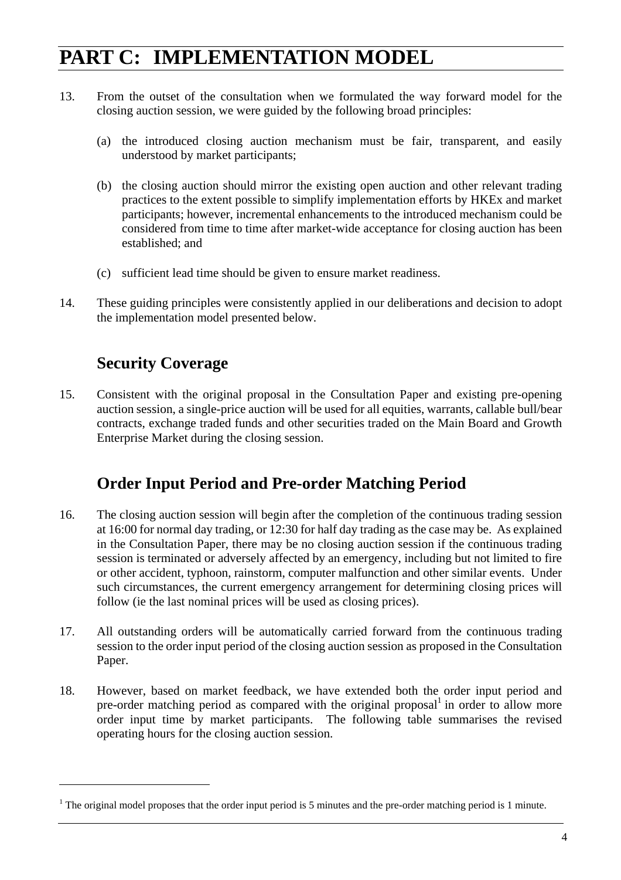# PART C: IMPLEMENTATION MODEL

13. From the outset of the consultation when we formulated the way forward model for the closing auction session, we were guided by the following broad principles:

    (a) the introduced closing auction mechanism must be fair, transparent, and easily understood by market participants;

    (b) the closing auction should mirror the existing open auction and other relevant trading practices to the extent possible to simplify implementation efforts by HKEx and market participants; however, incremental enhancements to the introduced mechanism could be considered from time to time after market-wide acceptance for closing auction has been established; and

    (c) sufficient lead time should be given to ensure market readiness.

14. These guiding principles were consistently applied in our deliberations and decision to adopt the implementation model presented below.

## Security Coverage

15. Consistent with the original proposal in the Consultation Paper and existing pre-opening auction session, a single-price auction will be used for all equities, warrants, callable bull/bear contracts, exchange traded funds and other securities traded on the Main Board and Growth Enterprise Market during the closing session.

## Order Input Period and Pre-order Matching Period

16. The closing auction session will begin after the completion of the continuous trading session at 16:00 for normal day trading, or 12:30 for half day trading as the case may be. As explained in the Consultation Paper, there may be no closing auction session if the continuous trading session is terminated or adversely affected by an emergency, including but not limited to fire or other accident, typhoon, rainstorm, computer malfunction and other similar events. Under such circumstances, the current emergency arrangement for determining closing prices will follow (ie the last nominal prices will be used as closing prices).

17. All outstanding orders will be automatically carried forward from the continuous trading session to the order input period of the closing auction session as proposed in the Consultation Paper.

18. However, based on market feedback, we have extended both the order input period and pre-order matching period as compared with the original proposal[1] in order to allow more order input time by market participants. The following table summarises the revised operating hours for the closing auction session.

[1] The original model proposes that the order input period is 5 minutes and the pre-order matching period is 1 minute.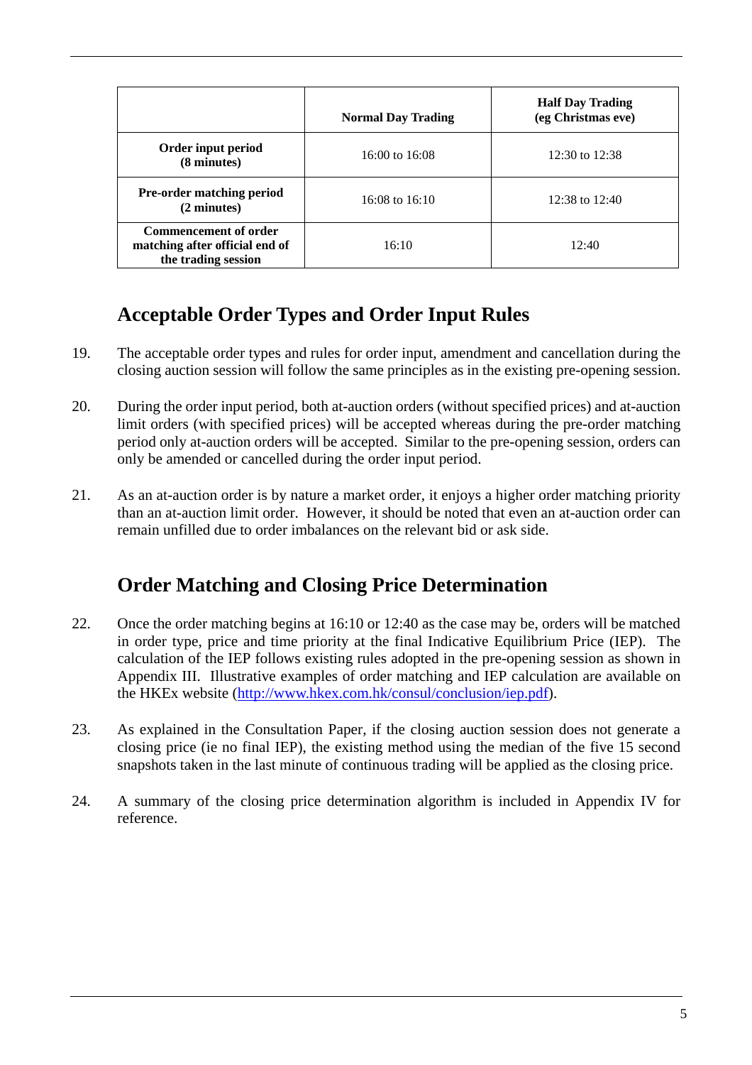| | **Normal Day Trading** | **Half Day Trading (eg Christmas eve)** |
|---|---|---|
| **Order input period (8 minutes)** | 16:00 to 16:08 | 12:30 to 12:38 |
| **Pre-order matching period (2 minutes)** | 16:08 to 16:10 | 12:38 to 12:40 |
| **Commencement of order matching after official end of the trading session** | 16:10 | 12:40 |

## Acceptable Order Types and Order Input Rules

19. The acceptable order types and rules for order input, amendment and cancellation during the closing auction session will follow the same principles as in the existing pre-opening session.

20. During the order input period, both at-auction orders (without specified prices) and at-auction limit orders (with specified prices) will be accepted whereas during the pre-order matching period only at-auction orders will be accepted. Similar to the pre-opening session, orders can only be amended or cancelled during the order input period.

21. As an at-auction order is by nature a market order, it enjoys a higher order matching priority than an at-auction limit order. However, it should be noted that even an at-auction order can remain unfilled due to order imbalances on the relevant bid or ask side.

## Order Matching and Closing Price Determination

22. Once the order matching begins at 16:10 or 12:40 as the case may be, orders will be matched in order type, price and time priority at the final Indicative Equilibrium Price (IEP). The calculation of the IEP follows existing rules adopted in the pre-opening session as shown in Appendix III. Illustrative examples of order matching and IEP calculation are available on the HKEx website (http://www.hkex.com.hk/consul/conclusion/iep.pdf).

23. As explained in the Consultation Paper, if the closing auction session does not generate a closing price (ie no final IEP), the existing method using the median of the five 15 second snapshots taken in the last minute of continuous trading will be applied as the closing price.

24. A summary of the closing price determination algorithm is included in Appendix IV for reference.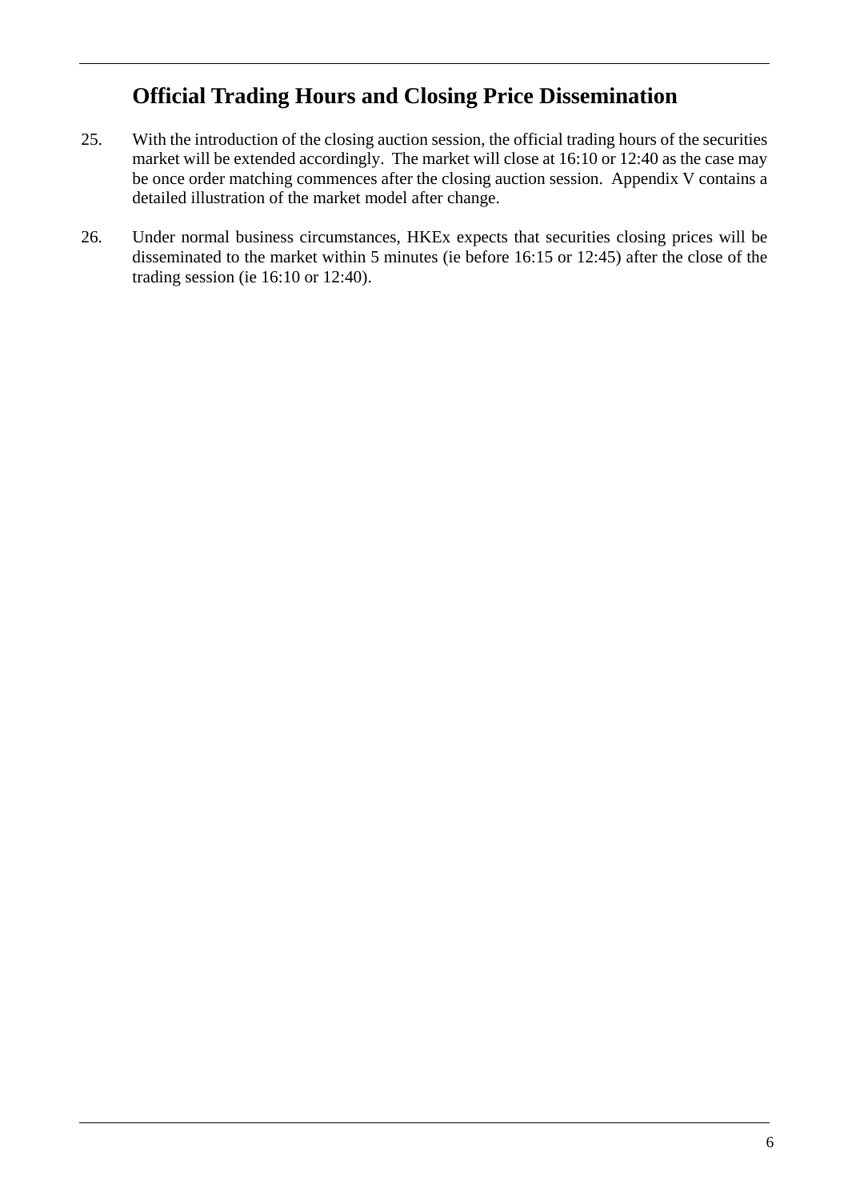## Official Trading Hours and Closing Price Dissemination

25. With the introduction of the closing auction session, the official trading hours of the securities market will be extended accordingly. The market will close at 16:10 or 12:40 as the case may be once order matching commences after the closing auction session. Appendix V contains a detailed illustration of the market model after change.

26. Under normal business circumstances, HKEx expects that securities closing prices will be disseminated to the market within 5 minutes (ie before 16:15 or 12:45) after the close of the trading session (ie 16:10 or 12:40).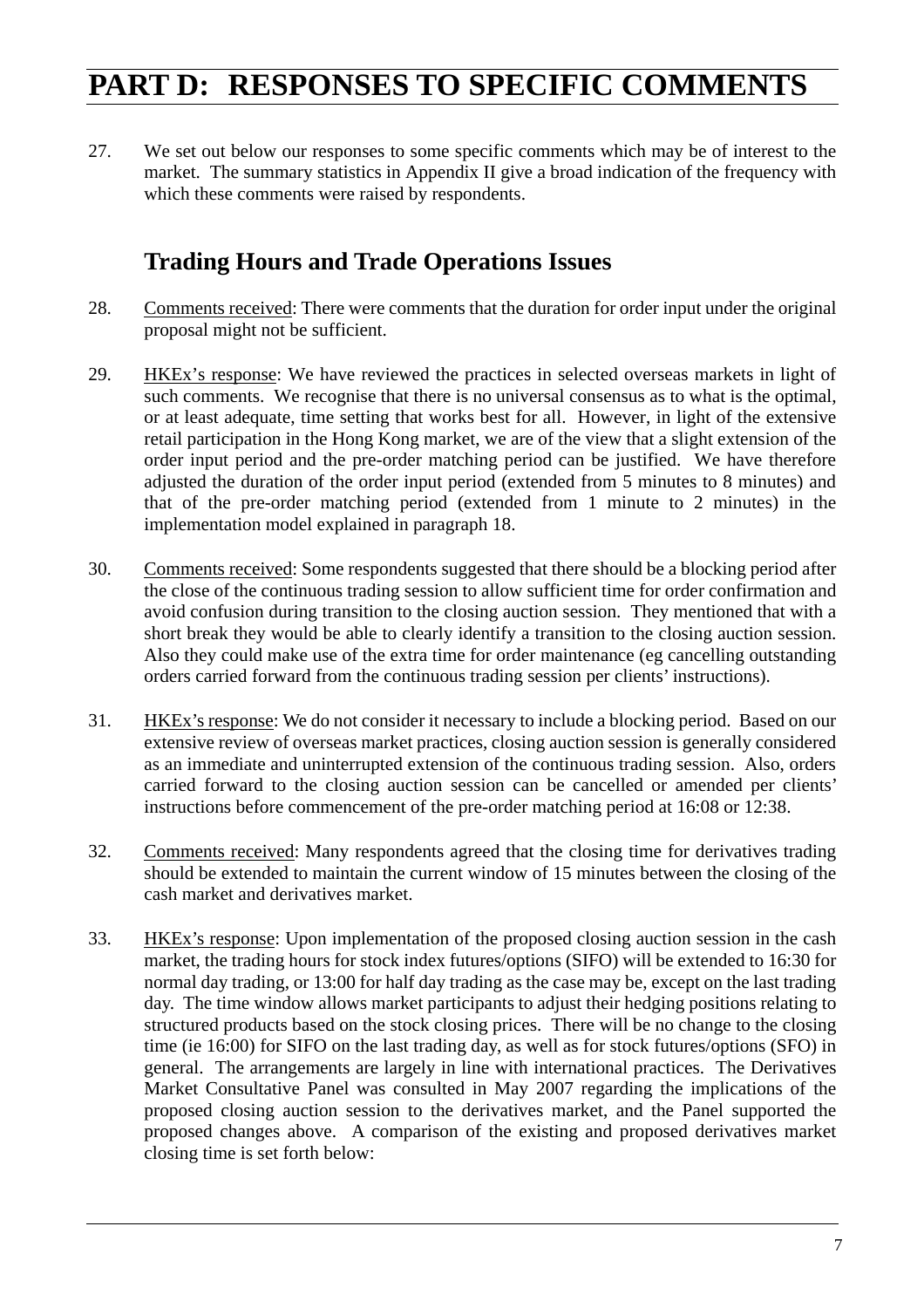# PART D: RESPONSES TO SPECIFIC COMMENTS

27. We set out below our responses to some specific comments which may be of interest to the market. The summary statistics in Appendix II give a broad indication of the frequency with which these comments were raised by respondents.

## Trading Hours and Trade Operations Issues

28. Comments received: There were comments that the duration for order input under the original proposal might not be sufficient.

29. HKEx's response: We have reviewed the practices in selected overseas markets in light of such comments. We recognise that there is no universal consensus as to what is the optimal, or at least adequate, time setting that works best for all. However, in light of the extensive retail participation in the Hong Kong market, we are of the view that a slight extension of the order input period and the pre-order matching period can be justified. We have therefore adjusted the duration of the order input period (extended from 5 minutes to 8 minutes) and that of the pre-order matching period (extended from 1 minute to 2 minutes) in the implementation model explained in paragraph 18.

30. Comments received: Some respondents suggested that there should be a blocking period after the close of the continuous trading session to allow sufficient time for order confirmation and avoid confusion during transition to the closing auction session. They mentioned that with a short break they would be able to clearly identify a transition to the closing auction session. Also they could make use of the extra time for order maintenance (eg cancelling outstanding orders carried forward from the continuous trading session per clients' instructions).

31. HKEx's response: We do not consider it necessary to include a blocking period. Based on our extensive review of overseas market practices, closing auction session is generally considered as an immediate and uninterrupted extension of the continuous trading session. Also, orders carried forward to the closing auction session can be cancelled or amended per clients' instructions before commencement of the pre-order matching period at 16:08 or 12:38.

32. Comments received: Many respondents agreed that the closing time for derivatives trading should be extended to maintain the current window of 15 minutes between the closing of the cash market and derivatives market.

33. HKEx's response: Upon implementation of the proposed closing auction session in the cash market, the trading hours for stock index futures/options (SIFO) will be extended to 16:30 for normal day trading, or 13:00 for half day trading as the case may be, except on the last trading day. The time window allows market participants to adjust their hedging positions relating to structured products based on the stock closing prices. There will be no change to the closing time (ie 16:00) for SIFO on the last trading day, as well as for stock futures/options (SFO) in general. The arrangements are largely in line with international practices. The Derivatives Market Consultative Panel was consulted in May 2007 regarding the implications of the proposed closing auction session to the derivatives market, and the Panel supported the proposed changes above. A comparison of the existing and proposed derivatives market closing time is set forth below: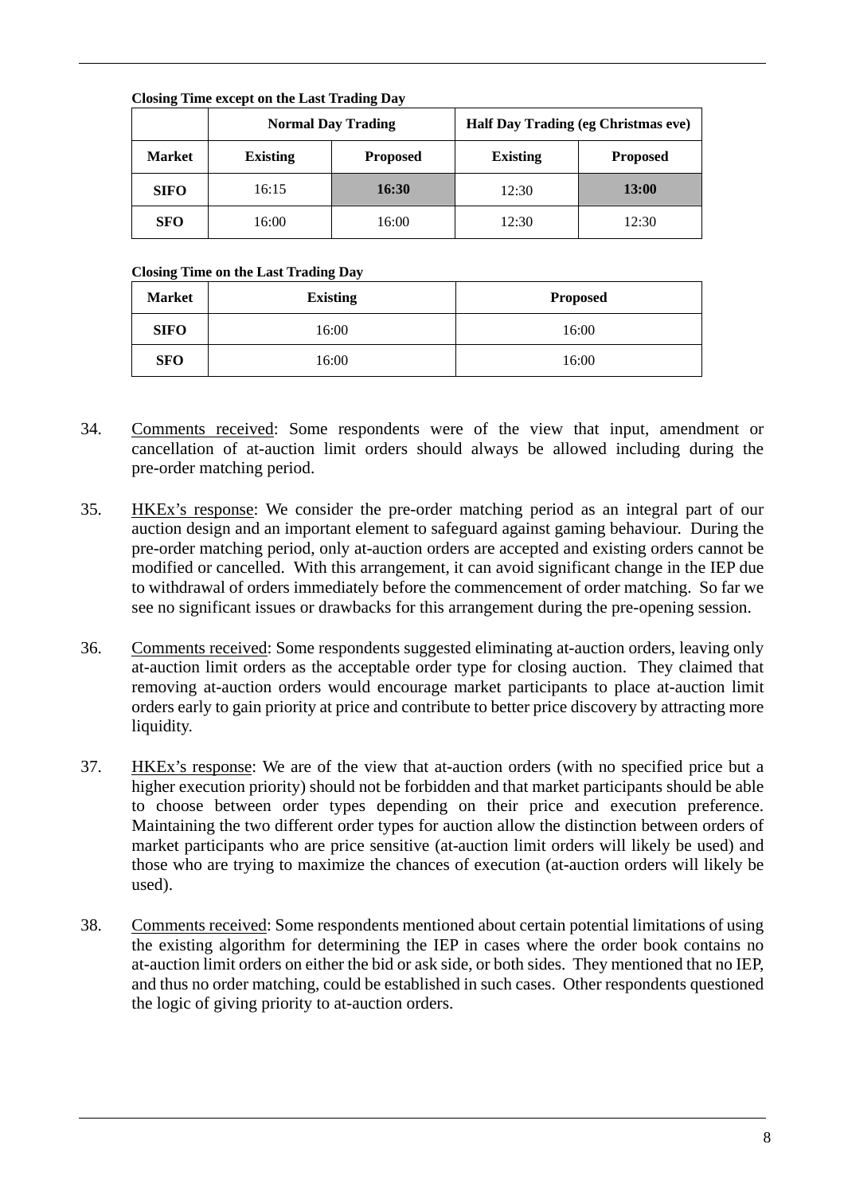**Closing Time except on the Last Trading Day**

| | Normal Day Trading | | Half Day Trading (eg Christmas eve) | |
|---|---|---|---|---|
| **Market** | **Existing** | **Proposed** | **Existing** | **Proposed** |
| **SIFO** | 16:15 | **16:30** | 12:30 | **13:00** |
| **SFO** | 16:00 | 16:00 | 12:30 | 12:30 |

**Closing Time on the Last Trading Day**

| **Market** | **Existing** | **Proposed** |
|---|---|---|
| **SIFO** | 16:00 | 16:00 |
| **SFO** | 16:00 | 16:00 |

34. Comments received: Some respondents were of the view that input, amendment or cancellation of at-auction limit orders should always be allowed including during the pre-order matching period.

35. HKEx's response: We consider the pre-order matching period as an integral part of our auction design and an important element to safeguard against gaming behaviour. During the pre-order matching period, only at-auction orders are accepted and existing orders cannot be modified or cancelled. With this arrangement, it can avoid significant change in the IEP due to withdrawal of orders immediately before the commencement of order matching. So far we see no significant issues or drawbacks for this arrangement during the pre-opening session.

36. Comments received: Some respondents suggested eliminating at-auction orders, leaving only at-auction limit orders as the acceptable order type for closing auction. They claimed that removing at-auction orders would encourage market participants to place at-auction limit orders early to gain priority at price and contribute to better price discovery by attracting more liquidity.

37. HKEx's response: We are of the view that at-auction orders (with no specified price but a higher execution priority) should not be forbidden and that market participants should be able to choose between order types depending on their price and execution preference. Maintaining the two different order types for auction allow the distinction between orders of market participants who are price sensitive (at-auction limit orders will likely be used) and those who are trying to maximize the chances of execution (at-auction orders will likely be used).

38. Comments received: Some respondents mentioned about certain potential limitations of using the existing algorithm for determining the IEP in cases where the order book contains no at-auction limit orders on either the bid or ask side, or both sides. They mentioned that no IEP, and thus no order matching, could be established in such cases. Other respondents questioned the logic of giving priority to at-auction orders.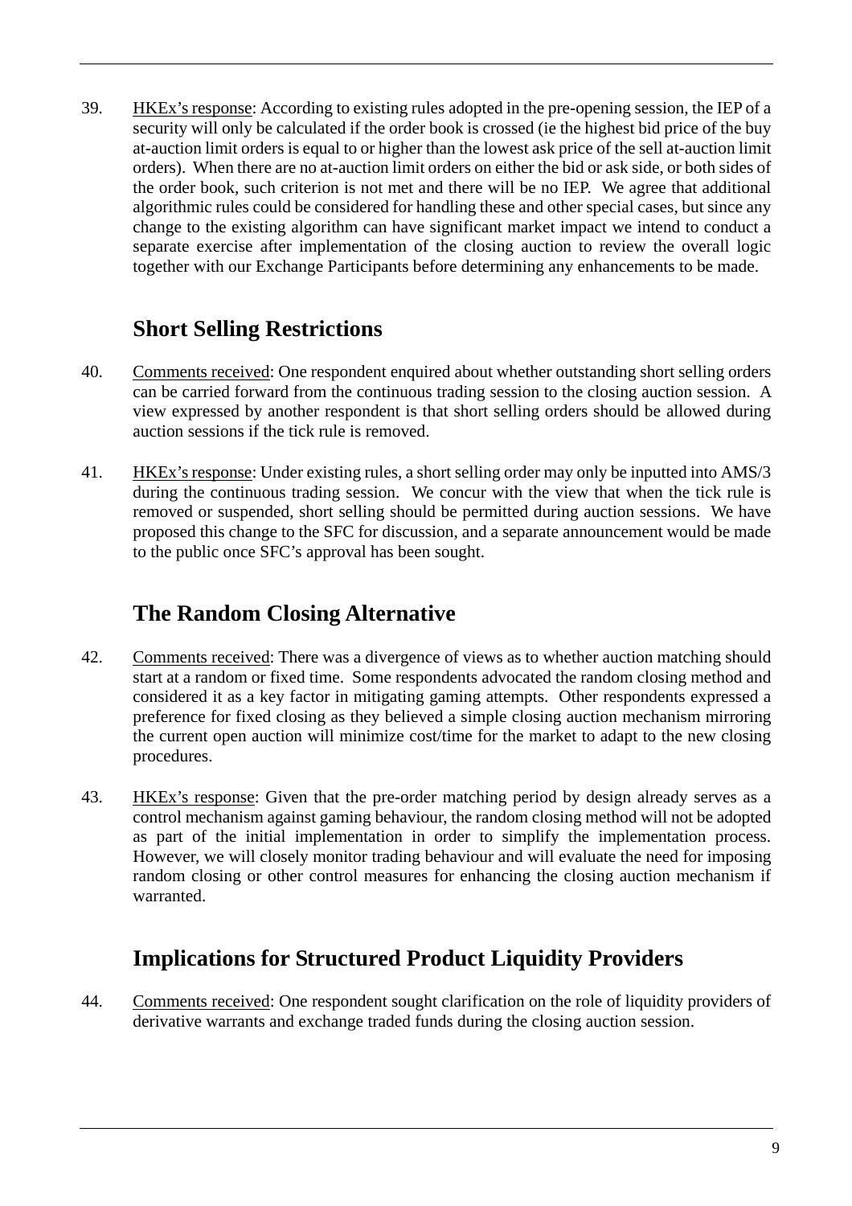39. <u>HKEx's response</u>: According to existing rules adopted in the pre-opening session, the IEP of a security will only be calculated if the order book is crossed (ie the highest bid price of the buy at-auction limit orders is equal to or higher than the lowest ask price of the sell at-auction limit orders). When there are no at-auction limit orders on either the bid or ask side, or both sides of the order book, such criterion is not met and there will be no IEP. We agree that additional algorithmic rules could be considered for handling these and other special cases, but since any change to the existing algorithm can have significant market impact we intend to conduct a separate exercise after implementation of the closing auction to review the overall logic together with our Exchange Participants before determining any enhancements to be made.

## Short Selling Restrictions

40. <u>Comments received</u>: One respondent enquired about whether outstanding short selling orders can be carried forward from the continuous trading session to the closing auction session. A view expressed by another respondent is that short selling orders should be allowed during auction sessions if the tick rule is removed.

41. <u>HKEx's response</u>: Under existing rules, a short selling order may only be inputted into AMS/3 during the continuous trading session. We concur with the view that when the tick rule is removed or suspended, short selling should be permitted during auction sessions. We have proposed this change to the SFC for discussion, and a separate announcement would be made to the public once SFC's approval has been sought.

## The Random Closing Alternative

42. <u>Comments received</u>: There was a divergence of views as to whether auction matching should start at a random or fixed time. Some respondents advocated the random closing method and considered it as a key factor in mitigating gaming attempts. Other respondents expressed a preference for fixed closing as they believed a simple closing auction mechanism mirroring the current open auction will minimize cost/time for the market to adapt to the new closing procedures.

43. <u>HKEx's response</u>: Given that the pre-order matching period by design already serves as a control mechanism against gaming behaviour, the random closing method will not be adopted as part of the initial implementation in order to simplify the implementation process. However, we will closely monitor trading behaviour and will evaluate the need for imposing random closing or other control measures for enhancing the closing auction mechanism if warranted.

## Implications for Structured Product Liquidity Providers

44. <u>Comments received</u>: One respondent sought clarification on the role of liquidity providers of derivative warrants and exchange traded funds during the closing auction session.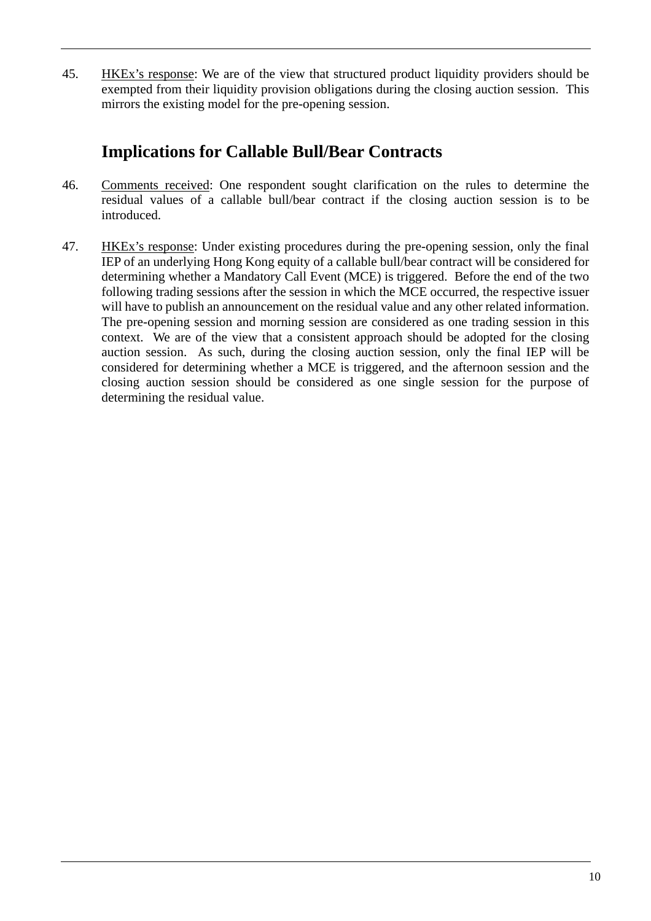45. <u>HKEx's response</u>: We are of the view that structured product liquidity providers should be exempted from their liquidity provision obligations during the closing auction session. This mirrors the existing model for the pre-opening session.

## Implications for Callable Bull/Bear Contracts

46. <u>Comments received</u>: One respondent sought clarification on the rules to determine the residual values of a callable bull/bear contract if the closing auction session is to be introduced.

47. <u>HKEx's response</u>: Under existing procedures during the pre-opening session, only the final IEP of an underlying Hong Kong equity of a callable bull/bear contract will be considered for determining whether a Mandatory Call Event (MCE) is triggered. Before the end of the two following trading sessions after the session in which the MCE occurred, the respective issuer will have to publish an announcement on the residual value and any other related information. The pre-opening session and morning session are considered as one trading session in this context. We are of the view that a consistent approach should be adopted for the closing auction session. As such, during the closing auction session, only the final IEP will be considered for determining whether a MCE is triggered, and the afternoon session and the closing auction session should be considered as one single session for the purpose of determining the residual value.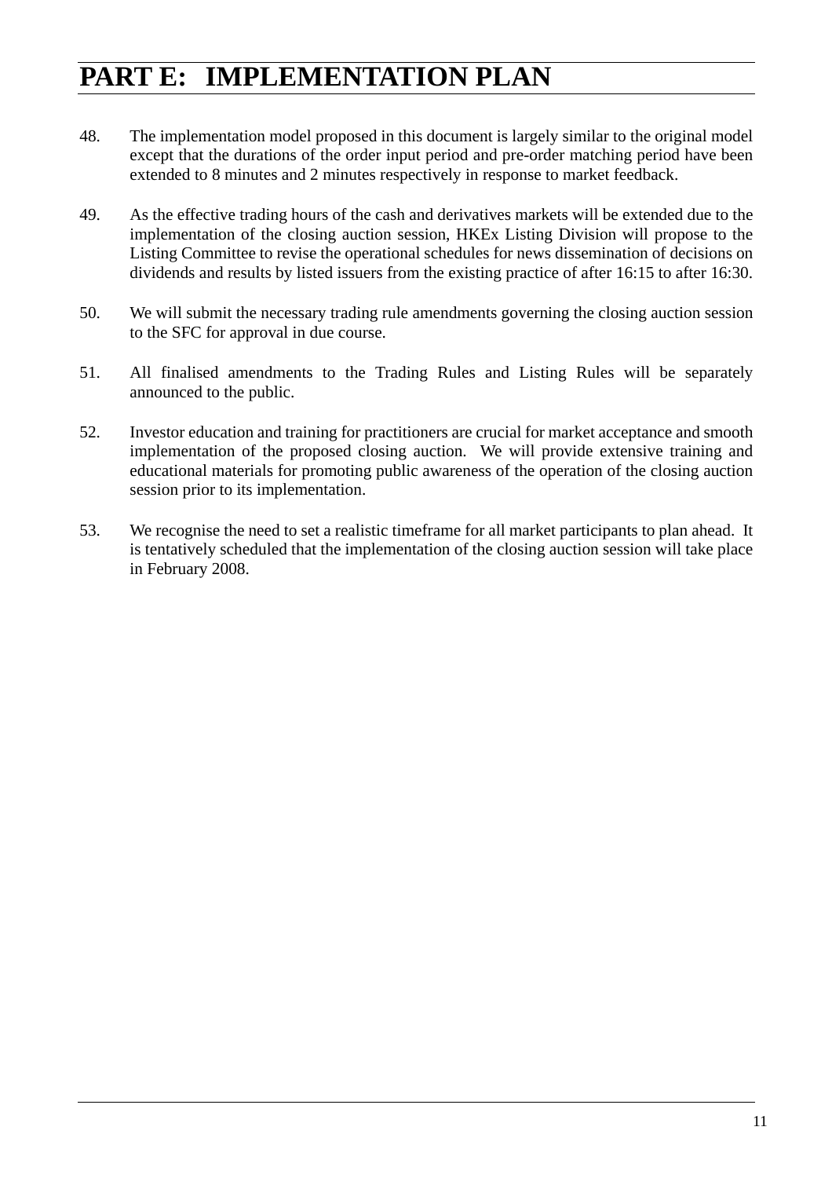# PART E: IMPLEMENTATION PLAN

48. The implementation model proposed in this document is largely similar to the original model except that the durations of the order input period and pre-order matching period have been extended to 8 minutes and 2 minutes respectively in response to market feedback.

49. As the effective trading hours of the cash and derivatives markets will be extended due to the implementation of the closing auction session, HKEx Listing Division will propose to the Listing Committee to revise the operational schedules for news dissemination of decisions on dividends and results by listed issuers from the existing practice of after 16:15 to after 16:30.

50. We will submit the necessary trading rule amendments governing the closing auction session to the SFC for approval in due course.

51. All finalised amendments to the Trading Rules and Listing Rules will be separately announced to the public.

52. Investor education and training for practitioners are crucial for market acceptance and smooth implementation of the proposed closing auction. We will provide extensive training and educational materials for promoting public awareness of the operation of the closing auction session prior to its implementation.

53. We recognise the need to set a realistic timeframe for all market participants to plan ahead. It is tentatively scheduled that the implementation of the closing auction session will take place in February 2008.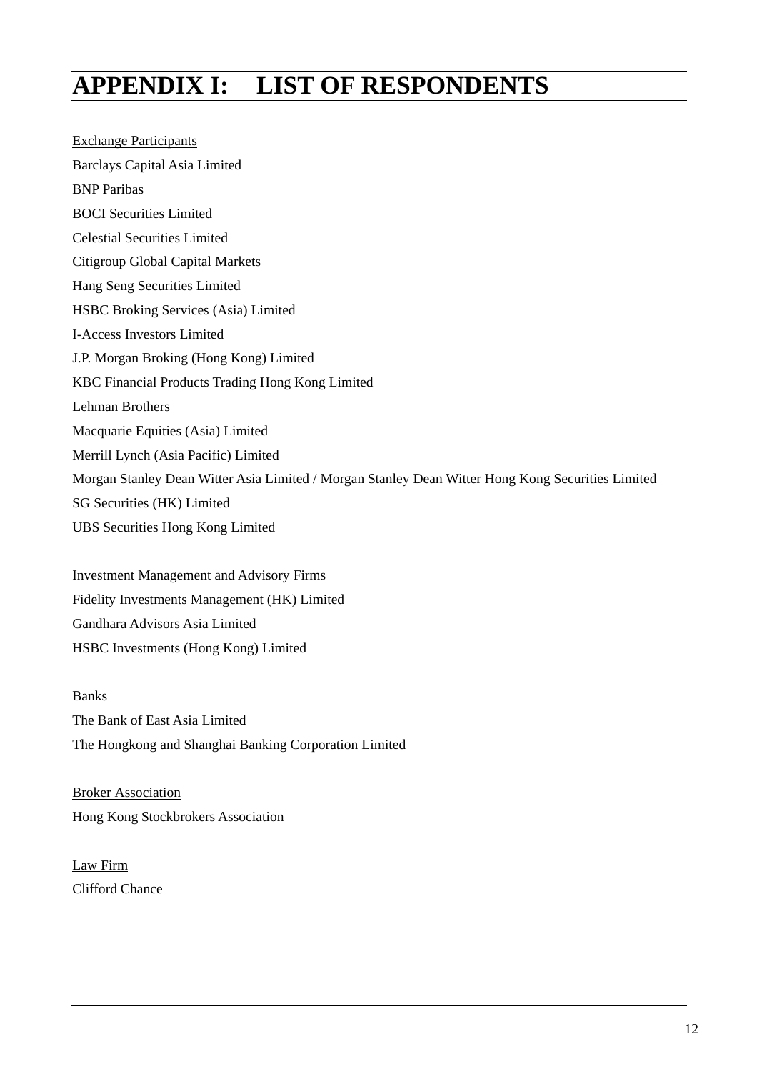# APPENDIX I: LIST OF RESPONDENTS

Exchange Participants

Barclays Capital Asia Limited

BNP Paribas

BOCI Securities Limited

Celestial Securities Limited

Citigroup Global Capital Markets

Hang Seng Securities Limited

HSBC Broking Services (Asia) Limited

I-Access Investors Limited

J.P. Morgan Broking (Hong Kong) Limited

KBC Financial Products Trading Hong Kong Limited

Lehman Brothers

Macquarie Equities (Asia) Limited

Merrill Lynch (Asia Pacific) Limited

Morgan Stanley Dean Witter Asia Limited / Morgan Stanley Dean Witter Hong Kong Securities Limited

SG Securities (HK) Limited

UBS Securities Hong Kong Limited

Investment Management and Advisory Firms

Fidelity Investments Management (HK) Limited

Gandhara Advisors Asia Limited

HSBC Investments (Hong Kong) Limited

Banks

The Bank of East Asia Limited

The Hongkong and Shanghai Banking Corporation Limited

Broker Association

Hong Kong Stockbrokers Association

Law Firm

Clifford Chance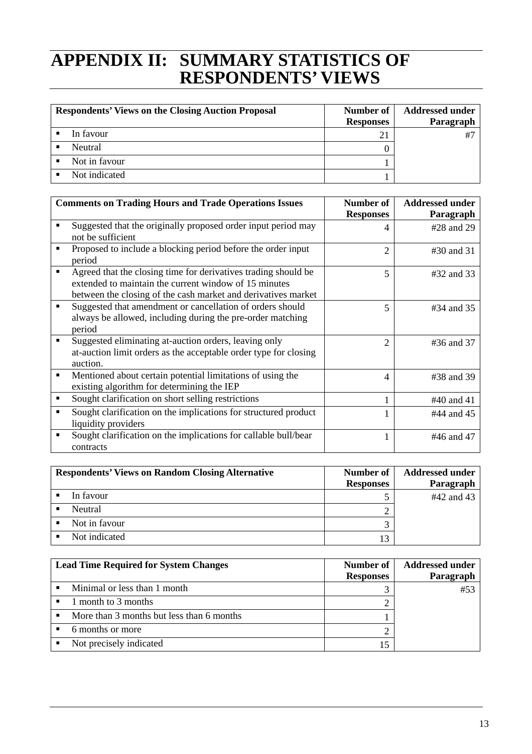# APPENDIX II: SUMMARY STATISTICS OF RESPONDENTS' VIEWS

| Respondents' Views on the Closing Auction Proposal | Number of Responses | Addressed under Paragraph |
|---|---|---|
| ▪ In favour | 21 | #7 |
| ▪ Neutral | 0 | |
| ▪ Not in favour | 1 | |
| ▪ Not indicated | 1 | |

| Comments on Trading Hours and Trade Operations Issues | Number of Responses | Addressed under Paragraph |
|---|---|---|
| ▪ Suggested that the originally proposed order input period may not be sufficient | 4 | #28 and 29 |
| ▪ Proposed to include a blocking period before the order input period | 2 | #30 and 31 |
| ▪ Agreed that the closing time for derivatives trading should be extended to maintain the current window of 15 minutes between the closing of the cash market and derivatives market | 5 | #32 and 33 |
| ▪ Suggested that amendment or cancellation of orders should always be allowed, including during the pre-order matching period | 5 | #34 and 35 |
| ▪ Suggested eliminating at-auction orders, leaving only at-auction limit orders as the acceptable order type for closing auction. | 2 | #36 and 37 |
| ▪ Mentioned about certain potential limitations of using the existing algorithm for determining the IEP | 4 | #38 and 39 |
| ▪ Sought clarification on short selling restrictions | 1 | #40 and 41 |
| ▪ Sought clarification on the implications for structured product liquidity providers | 1 | #44 and 45 |
| ▪ Sought clarification on the implications for callable bull/bear contracts | 1 | #46 and 47 |

| Respondents' Views on Random Closing Alternative | Number of Responses | Addressed under Paragraph |
|---|---|---|
| ▪ In favour | 5 | #42 and 43 |
| ▪ Neutral | 2 | |
| ▪ Not in favour | 3 | |
| ▪ Not indicated | 13 | |

| Lead Time Required for System Changes | Number of Responses | Addressed under Paragraph |
|---|---|---|
| ▪ Minimal or less than 1 month | 3 | #53 |
| ▪ 1 month to 3 months | 2 | |
| ▪ More than 3 months but less than 6 months | 1 | |
| ▪ 6 months or more | 2 | |
| ▪ Not precisely indicated | 15 | |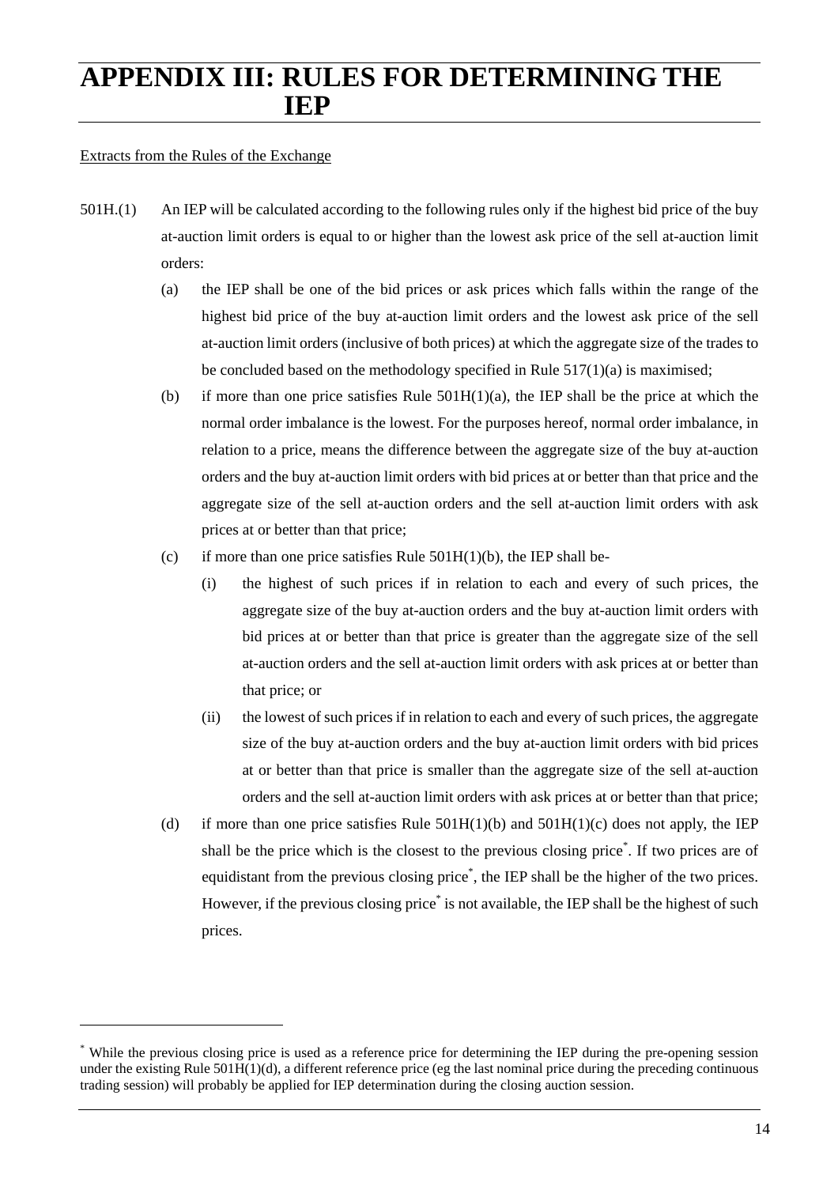# APPENDIX III: RULES FOR DETERMINING THE IEP

Extracts from the Rules of the Exchange

501H.(1) An IEP will be calculated according to the following rules only if the highest bid price of the buy at-auction limit orders is equal to or higher than the lowest ask price of the sell at-auction limit orders:

(a) the IEP shall be one of the bid prices or ask prices which falls within the range of the highest bid price of the buy at-auction limit orders and the lowest ask price of the sell at-auction limit orders (inclusive of both prices) at which the aggregate size of the trades to be concluded based on the methodology specified in Rule 517(1)(a) is maximised;

(b) if more than one price satisfies Rule 501H(1)(a), the IEP shall be the price at which the normal order imbalance is the lowest. For the purposes hereof, normal order imbalance, in relation to a price, means the difference between the aggregate size of the buy at-auction orders and the buy at-auction limit orders with bid prices at or better than that price and the aggregate size of the sell at-auction orders and the sell at-auction limit orders with ask prices at or better than that price;

(c) if more than one price satisfies Rule 501H(1)(b), the IEP shall be-

(i) the highest of such prices if in relation to each and every of such prices, the aggregate size of the buy at-auction orders and the buy at-auction limit orders with bid prices at or better than that price is greater than the aggregate size of the sell at-auction orders and the sell at-auction limit orders with ask prices at or better than that price; or

(ii) the lowest of such prices if in relation to each and every of such prices, the aggregate size of the buy at-auction orders and the buy at-auction limit orders with bid prices at or better than that price is smaller than the aggregate size of the sell at-auction orders and the sell at-auction limit orders with ask prices at or better than that price;

(d) if more than one price satisfies Rule 501H(1)(b) and 501H(1)(c) does not apply, the IEP shall be the price which is the closest to the previous closing price*. If two prices are of equidistant from the previous closing price*, the IEP shall be the higher of the two prices. However, if the previous closing price* is not available, the IEP shall be the highest of such prices.

---

* While the previous closing price is used as a reference price for determining the IEP during the pre-opening session under the existing Rule 501H(1)(d), a different reference price (eg the last nominal price during the preceding continuous trading session) will probably be applied for IEP determination during the closing auction session.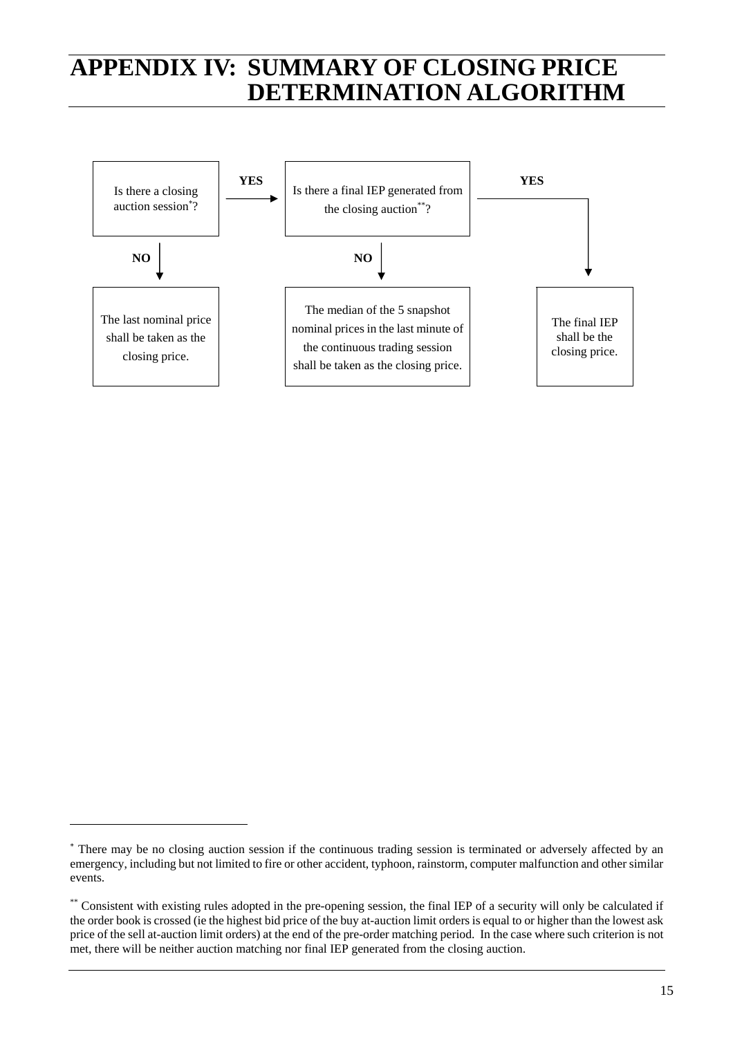# APPENDIX IV: SUMMARY OF CLOSING PRICE DETERMINATION ALGORITHM

Is there a closing auction session*?

- **YES** → Is there a final IEP generated from the closing auction**?
  - **YES** → The final IEP shall be the closing price.
  - **NO** → The median of the 5 snapshot nominal prices in the last minute of the continuous trading session shall be taken as the closing price.
- **NO** → The last nominal price shall be taken as the closing price.

---

* There may be no closing auction session if the continuous trading session is terminated or adversely affected by an emergency, including but not limited to fire or other accident, typhoon, rainstorm, computer malfunction and other similar events.

** Consistent with existing rules adopted in the pre-opening session, the final IEP of a security will only be calculated if the order book is crossed (ie the highest bid price of the buy at-auction limit orders is equal to or higher than the lowest ask price of the sell at-auction limit orders) at the end of the pre-order matching period. In the case where such criterion is not met, there will be neither auction matching nor final IEP generated from the closing auction.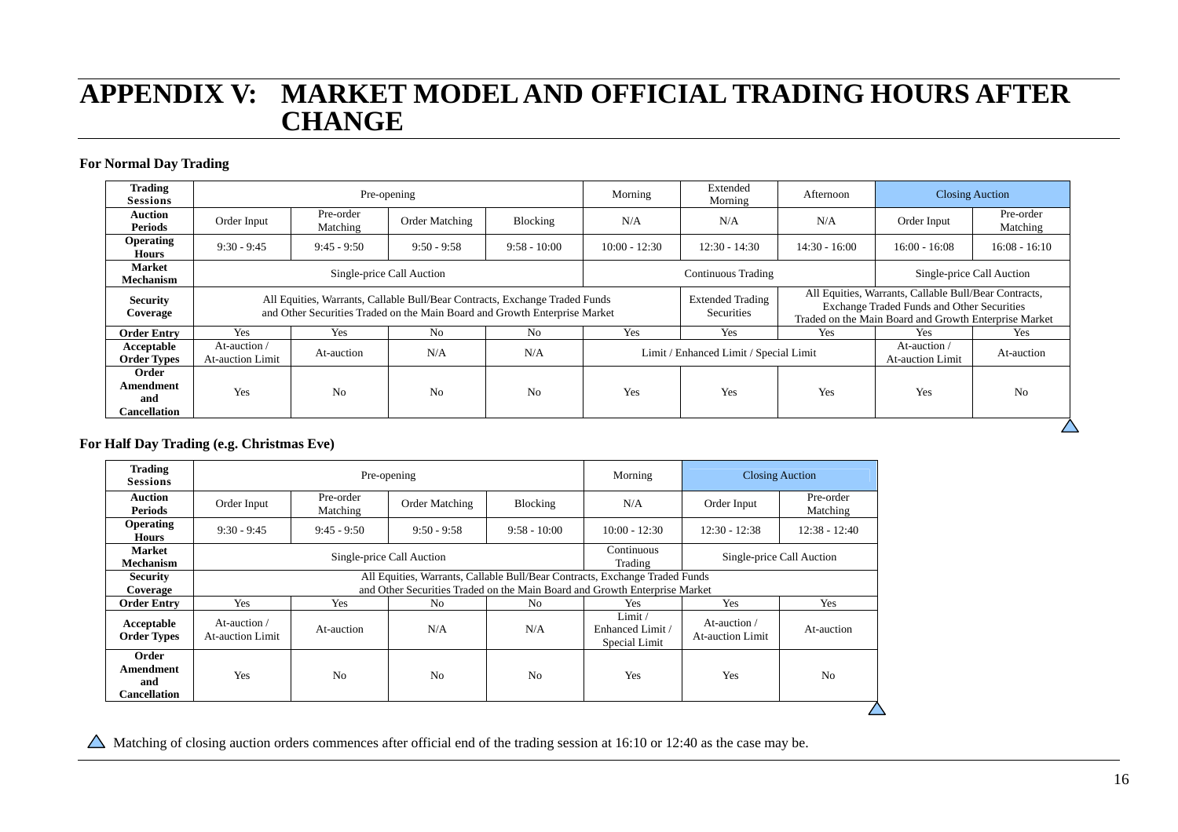# APPENDIX V: MARKET MODEL AND OFFICIAL TRADING HOURS AFTER CHANGE

**For Normal Day Trading**

| Trading Sessions | Pre-opening | | | | Morning | Extended Morning | Afternoon | Closing Auction | |
|---|---|---|---|---|---|---|---|---|---|
| Auction Periods | Order Input | Pre-order Matching | Order Matching | Blocking | N/A | N/A | N/A | Order Input | Pre-order Matching |
| Operating Hours | 9:30 - 9:45 | 9:45 - 9:50 | 9:50 - 9:58 | 9:58 - 10:00 | 10:00 - 12:30 | 12:30 - 14:30 | 14:30 - 16:00 | 16:00 - 16:08 | 16:08 - 16:10 |
| Market Mechanism | Single-price Call Auction | | | | Continuous Trading | | | Single-price Call Auction | |
| Security Coverage | All Equities, Warrants, Callable Bull/Bear Contracts, Exchange Traded Funds and Other Securities Traded on the Main Board and Growth Enterprise Market | | | | | Extended Trading Securities | All Equities, Warrants, Callable Bull/Bear Contracts, Exchange Traded Funds and Other Securities Traded on the Main Board and Growth Enterprise Market | | |
| Order Entry | Yes | Yes | No | No | Yes | Yes | Yes | Yes | Yes |
| Acceptable Order Types | At-auction / At-auction Limit | At-auction | N/A | N/A | Limit / Enhanced Limit / Special Limit | | | At-auction / At-auction Limit | At-auction |
| Order Amendment and Cancellation | Yes | No | No | No | Yes | Yes | Yes | Yes | No △ |

**For Half Day Trading (e.g. Christmas Eve)**

| Trading Sessions | Pre-opening | | | | Morning | Closing Auction | |
|---|---|---|---|---|---|---|---|
| Auction Periods | Order Input | Pre-order Matching | Order Matching | Blocking | N/A | Order Input | Pre-order Matching |
| Operating Hours | 9:30 - 9:45 | 9:45 - 9:50 | 9:50 - 9:58 | 9:58 - 10:00 | 10:00 - 12:30 | 12:30 - 12:38 | 12:38 - 12:40 |
| Market Mechanism | Single-price Call Auction | | | | Continuous Trading | Single-price Call Auction | |
| Security Coverage | All Equities, Warrants, Callable Bull/Bear Contracts, Exchange Traded Funds and Other Securities Traded on the Main Board and Growth Enterprise Market | | | | | | |
| Order Entry | Yes | Yes | No | No | Yes | Yes | Yes |
| Acceptable Order Types | At-auction / At-auction Limit | At-auction | N/A | N/A | Limit / Enhanced Limit / Special Limit | At-auction / At-auction Limit | At-auction |
| Order Amendment and Cancellation | Yes | No | No | No | Yes | Yes | No △ |

△ Matching of closing auction orders commences after official end of the trading session at 16:10 or 12:40 as the case may be.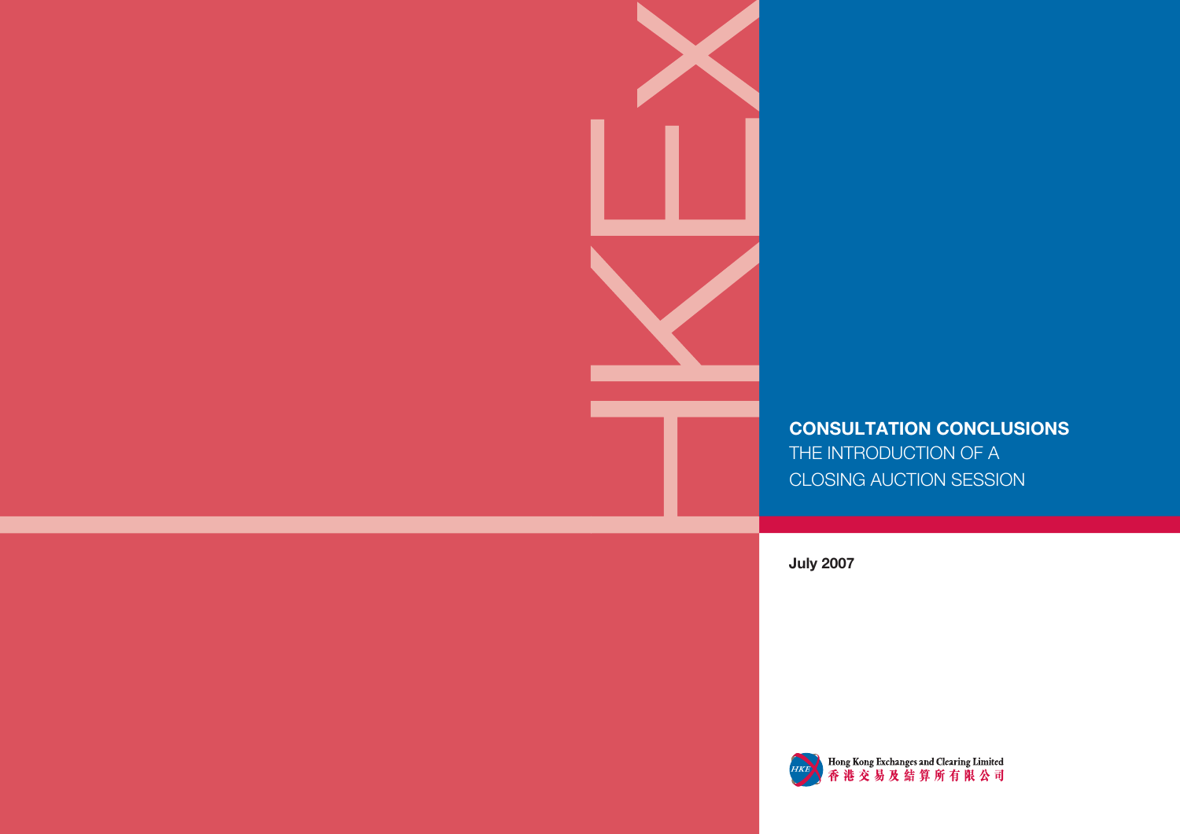# CONSULTATION CONCLUSIONS

THE INTRODUCTION OF A CLOSING AUCTION SESSION

July 2007

Hong Kong Exchanges and Clearing Limited
香港交易及結算所有限公司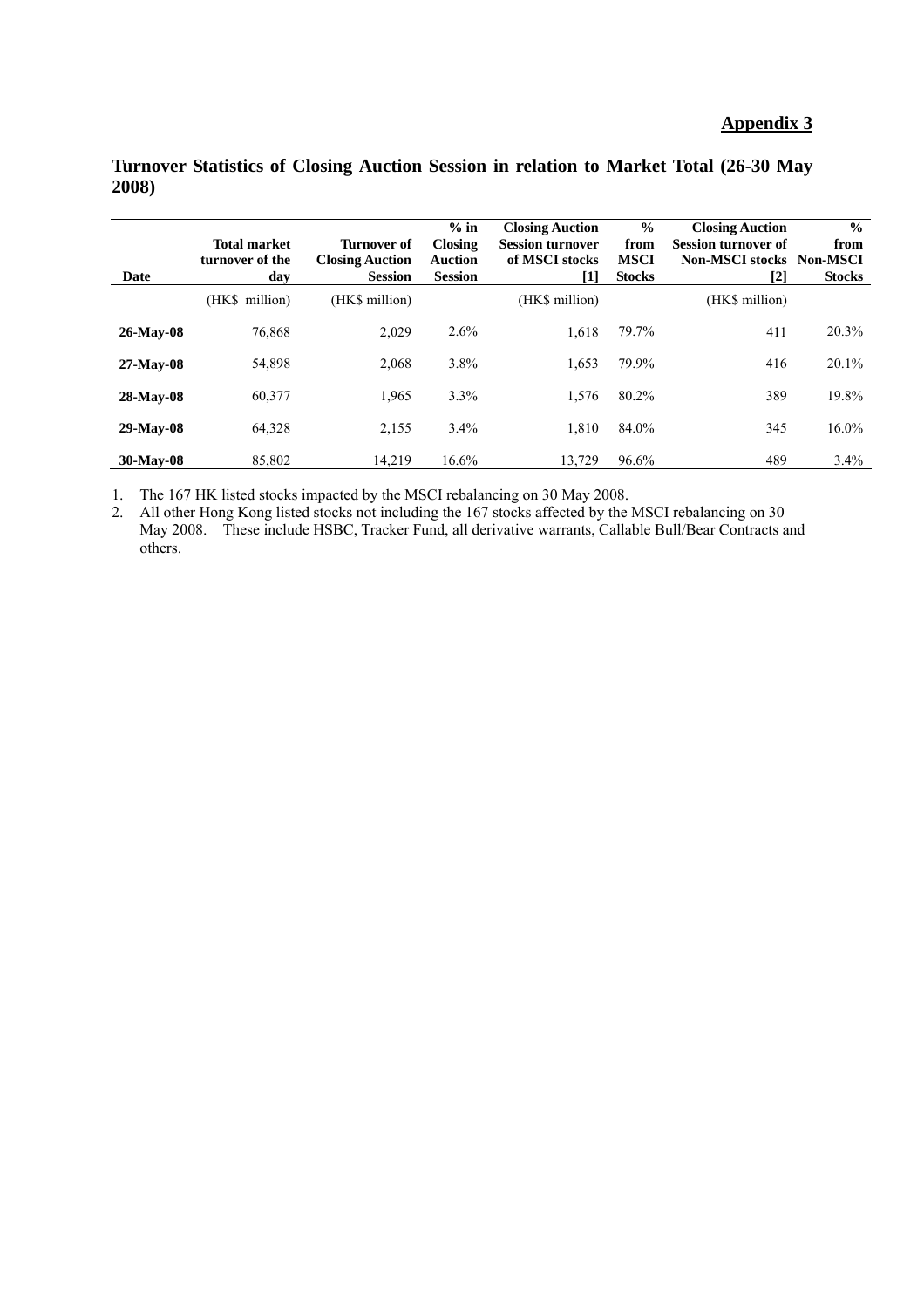**Appendix 3**

## Turnover Statistics of Closing Auction Session in relation to Market Total (26-30 May 2008)

| Date | Total market turnover of the day | Turnover of Closing Auction Session | % in Closing Auction Session | Closing Auction Session turnover of MSCI stocks [1] | % from MSCI Stocks | Closing Auction Session turnover of Non-MSCI stocks [2] | % from Non-MSCI Stocks |
|---|---|---|---|---|---|---|---|
| | (HK$ million) | (HK$ million) | | (HK$ million) | | (HK$ million) | |
| **26-May-08** | 76,868 | 2,029 | 2.6% | 1,618 | 79.7% | 411 | 20.3% |
| **27-May-08** | 54,898 | 2,068 | 3.8% | 1,653 | 79.9% | 416 | 20.1% |
| **28-May-08** | 60,377 | 1,965 | 3.3% | 1,576 | 80.2% | 389 | 19.8% |
| **29-May-08** | 64,328 | 2,155 | 3.4% | 1,810 | 84.0% | 345 | 16.0% |
| **30-May-08** | 85,802 | 14,219 | 16.6% | 13,729 | 96.6% | 489 | 3.4% |

1. The 167 HK listed stocks impacted by the MSCI rebalancing on 30 May 2008.
2. All other Hong Kong listed stocks not including the 167 stocks affected by the MSCI rebalancing on 30 May 2008. These include HSBC, Tracker Fund, all derivative warrants, Callable Bull/Bear Contracts and others.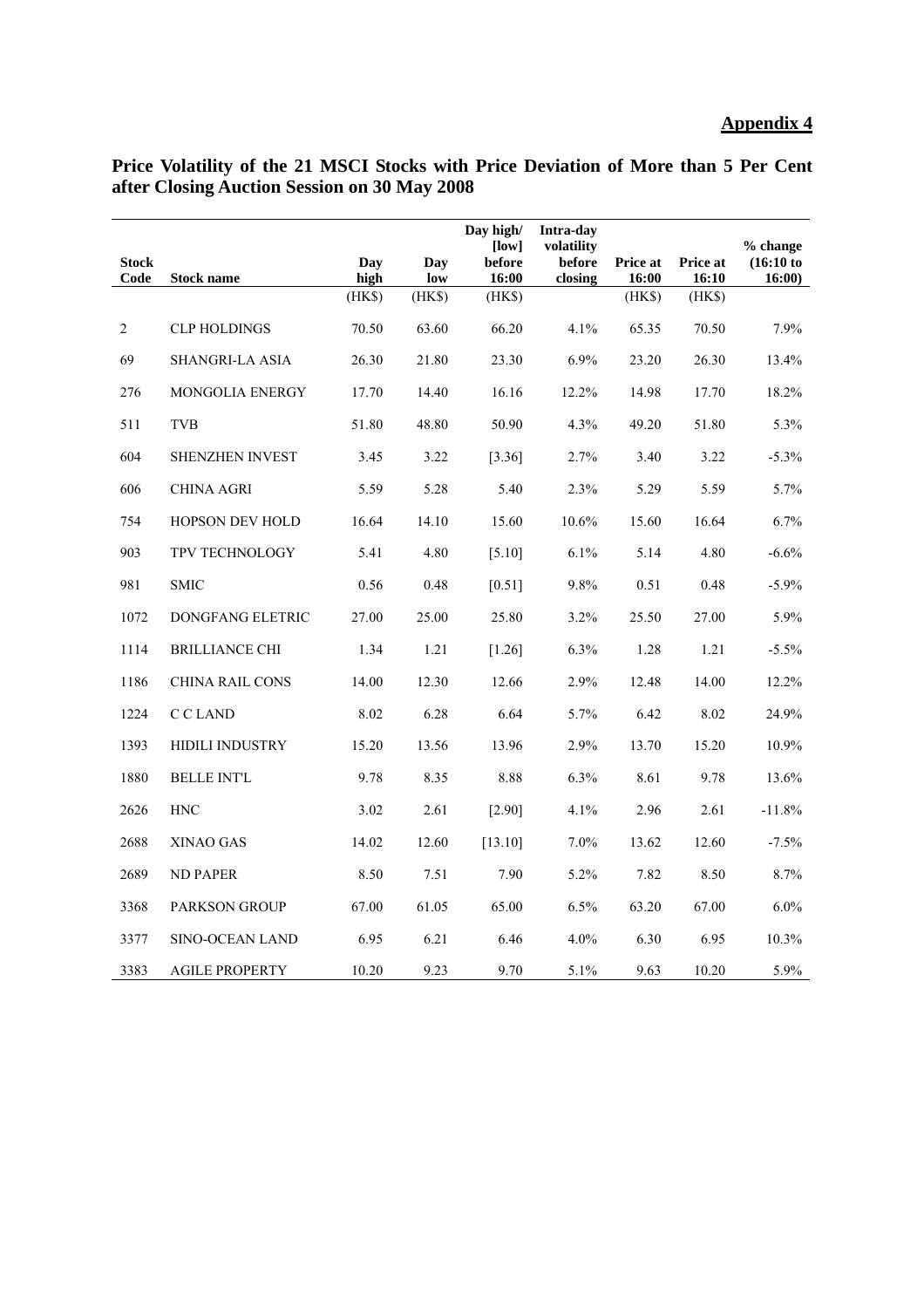**Appendix 4**

**Price Volatility of the 21 MSCI Stocks with Price Deviation of More than 5 Per Cent after Closing Auction Session on 30 May 2008**

| Stock Code | Stock name | Day high | Day low | Day high/ [low] before 16:00 | Intra-day volatility before closing | Price at 16:00 | Price at 16:10 | % change (16:10 to 16:00) |
|---|---|---|---|---|---|---|---|---|
| | | (HK$) | (HK$) | (HK$) | | (HK$) | (HK$) | |
| 2 | CLP HOLDINGS | 70.50 | 63.60 | 66.20 | 4.1% | 65.35 | 70.50 | 7.9% |
| 69 | SHANGRI-LA ASIA | 26.30 | 21.80 | 23.30 | 6.9% | 23.20 | 26.30 | 13.4% |
| 276 | MONGOLIA ENERGY | 17.70 | 14.40 | 16.16 | 12.2% | 14.98 | 17.70 | 18.2% |
| 511 | TVB | 51.80 | 48.80 | 50.90 | 4.3% | 49.20 | 51.80 | 5.3% |
| 604 | SHENZHEN INVEST | 3.45 | 3.22 | [3.36] | 2.7% | 3.40 | 3.22 | -5.3% |
| 606 | CHINA AGRI | 5.59 | 5.28 | 5.40 | 2.3% | 5.29 | 5.59 | 5.7% |
| 754 | HOPSON DEV HOLD | 16.64 | 14.10 | 15.60 | 10.6% | 15.60 | 16.64 | 6.7% |
| 903 | TPV TECHNOLOGY | 5.41 | 4.80 | [5.10] | 6.1% | 5.14 | 4.80 | -6.6% |
| 981 | SMIC | 0.56 | 0.48 | [0.51] | 9.8% | 0.51 | 0.48 | -5.9% |
| 1072 | DONGFANG ELETRIC | 27.00 | 25.00 | 25.80 | 3.2% | 25.50 | 27.00 | 5.9% |
| 1114 | BRILLIANCE CHI | 1.34 | 1.21 | [1.26] | 6.3% | 1.28 | 1.21 | -5.5% |
| 1186 | CHINA RAIL CONS | 14.00 | 12.30 | 12.66 | 2.9% | 12.48 | 14.00 | 12.2% |
| 1224 | C C LAND | 8.02 | 6.28 | 6.64 | 5.7% | 6.42 | 8.02 | 24.9% |
| 1393 | HIDILI INDUSTRY | 15.20 | 13.56 | 13.96 | 2.9% | 13.70 | 15.20 | 10.9% |
| 1880 | BELLE INT'L | 9.78 | 8.35 | 8.88 | 6.3% | 8.61 | 9.78 | 13.6% |
| 2626 | HNC | 3.02 | 2.61 | [2.90] | 4.1% | 2.96 | 2.61 | -11.8% |
| 2688 | XINAO GAS | 14.02 | 12.60 | [13.10] | 7.0% | 13.62 | 12.60 | -7.5% |
| 2689 | ND PAPER | 8.50 | 7.51 | 7.90 | 5.2% | 7.82 | 8.50 | 8.7% |
| 3368 | PARKSON GROUP | 67.00 | 61.05 | 65.00 | 6.5% | 63.20 | 67.00 | 6.0% |
| 3377 | SINO-OCEAN LAND | 6.95 | 6.21 | 6.46 | 4.0% | 6.30 | 6.95 | 10.3% |
| 3383 | AGILE PROPERTY | 10.20 | 9.23 | 9.70 | 5.1% | 9.63 | 10.20 | 5.9% |